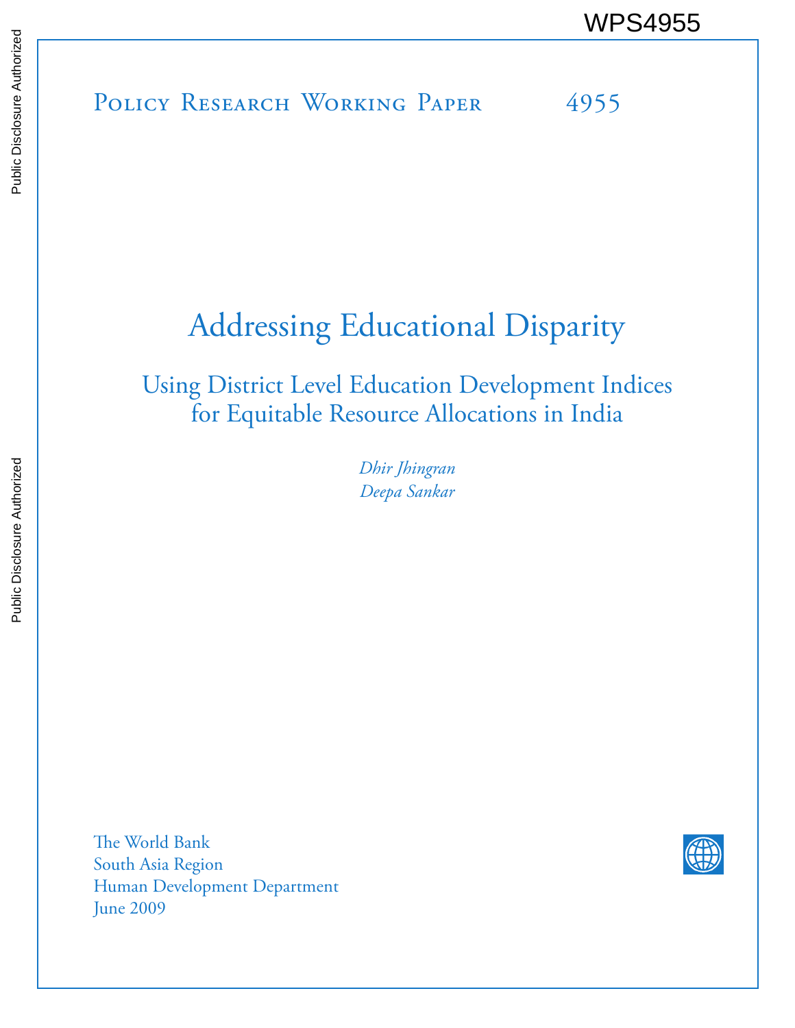WPS4955

Policy Research Working Paper 4955

# Addressing Educational Disparity

## Using District Level Education Development Indices for Equitable Resource Allocations in India

*Dhir Jhingran*
*Deepa Sankar*

The World Bank
South Asia Region
Human Development Department
June 2009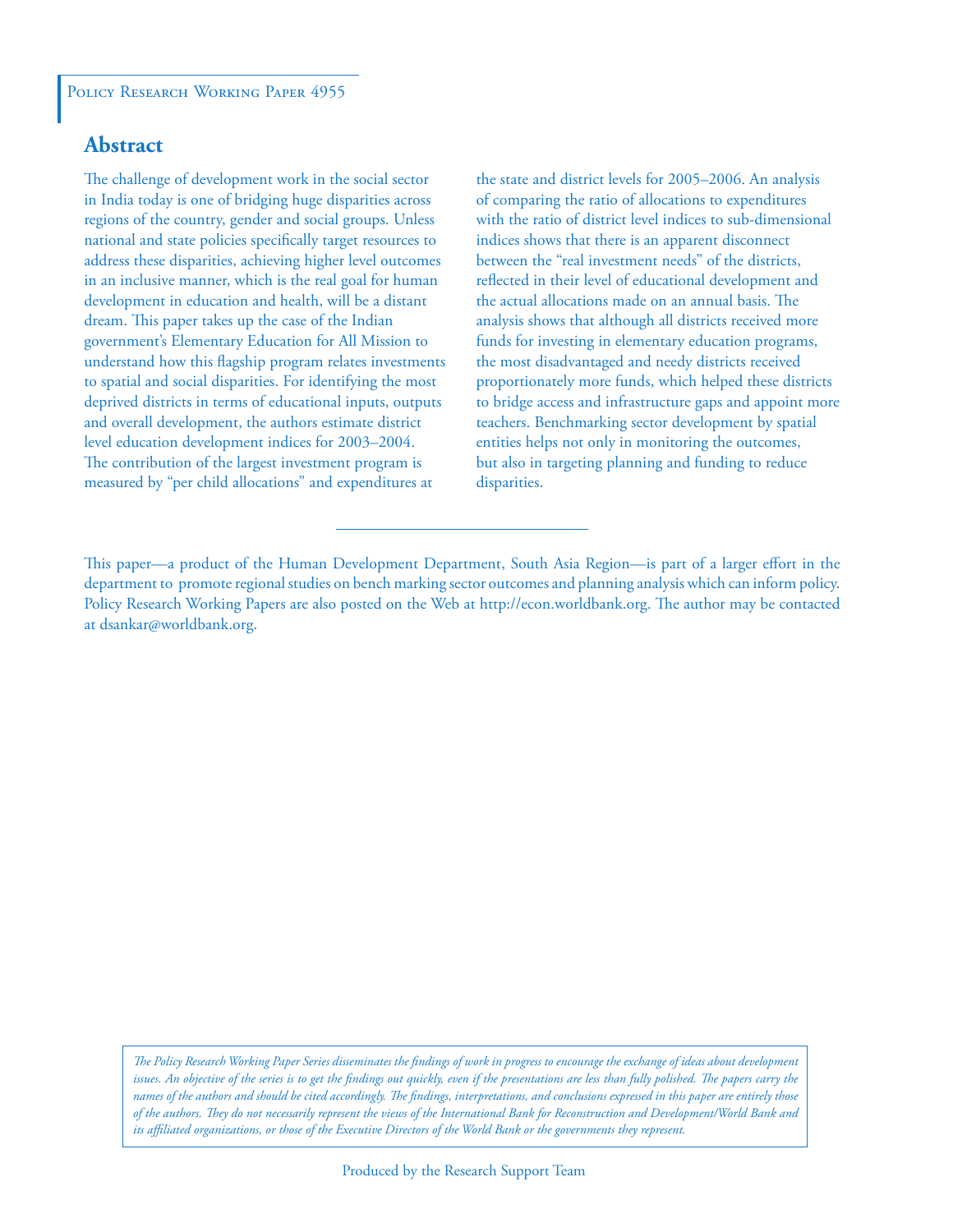Policy Research Working Paper 4955

## Abstract

The challenge of development work in the social sector in India today is one of bridging huge disparities across regions of the country, gender and social groups. Unless national and state policies specifically target resources to address these disparities, achieving higher level outcomes in an inclusive manner, which is the real goal for human development in education and health, will be a distant dream. This paper takes up the case of the Indian government's Elementary Education for All Mission to understand how this flagship program relates investments to spatial and social disparities. For identifying the most deprived districts in terms of educational inputs, outputs and overall development, the authors estimate district level education development indices for 2003–2004. The contribution of the largest investment program is measured by "per child allocations" and expenditures at the state and district levels for 2005–2006. An analysis of comparing the ratio of allocations to expenditures with the ratio of district level indices to sub-dimensional indices shows that there is an apparent disconnect between the "real investment needs" of the districts, reflected in their level of educational development and the actual allocations made on an annual basis. The analysis shows that although all districts received more funds for investing in elementary education programs, the most disadvantaged and needy districts received proportionately more funds, which helped these districts to bridge access and infrastructure gaps and appoint more teachers. Benchmarking sector development by spatial entities helps not only in monitoring the outcomes, but also in targeting planning and funding to reduce disparities.

---

This paper—a product of the Human Development Department, South Asia Region—is part of a larger effort in the department to promote regional studies on bench marking sector outcomes and planning analysis which can inform policy. Policy Research Working Papers are also posted on the Web at http://econ.worldbank.org. The author may be contacted at dsankar@worldbank.org.

*The Policy Research Working Paper Series disseminates the findings of work in progress to encourage the exchange of ideas about development issues. An objective of the series is to get the findings out quickly, even if the presentations are less than fully polished. The papers carry the names of the authors and should be cited accordingly. The findings, interpretations, and conclusions expressed in this paper are entirely those of the authors. They do not necessarily represent the views of the International Bank for Reconstruction and Development/World Bank and its affiliated organizations, or those of the Executive Directors of the World Bank or the governments they represent.*

Produced by the Research Support Team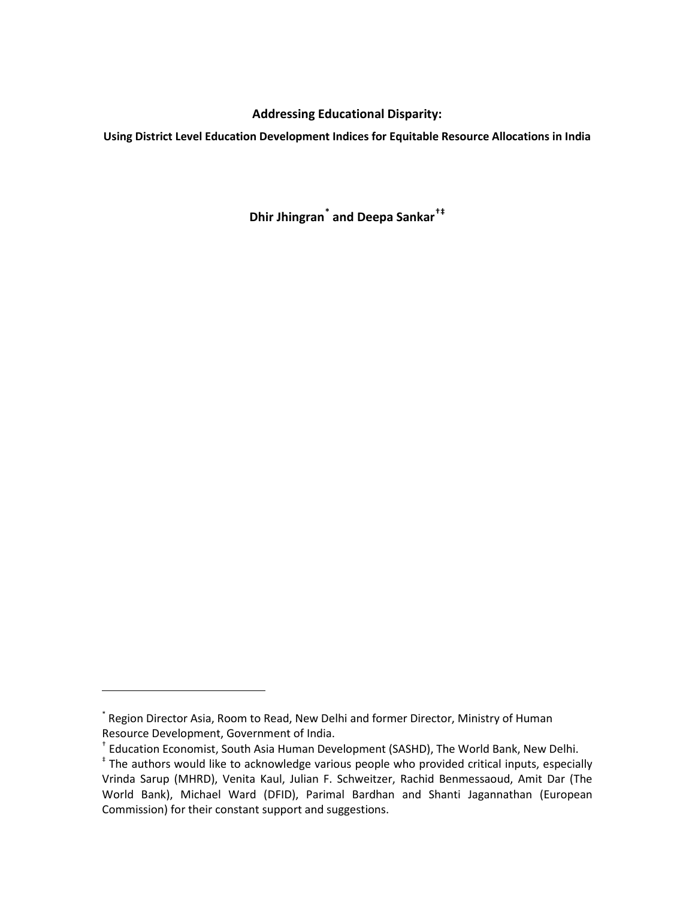## Addressing Educational Disparity:

### Using District Level Education Development Indices for Equitable Resource Allocations in India

**Dhir Jhingran[*] and Deepa Sankar[†‡]**

---

[*] Region Director Asia, Room to Read, New Delhi and former Director, Ministry of Human Resource Development, Government of India.

[†] Education Economist, South Asia Human Development (SASHD), The World Bank, New Delhi.

[‡] The authors would like to acknowledge various people who provided critical inputs, especially Vrinda Sarup (MHRD), Venita Kaul, Julian F. Schweitzer, Rachid Benmessaoud, Amit Dar (The World Bank), Michael Ward (DFID), Parimal Bardhan and Shanti Jagannathan (European Commission) for their constant support and suggestions.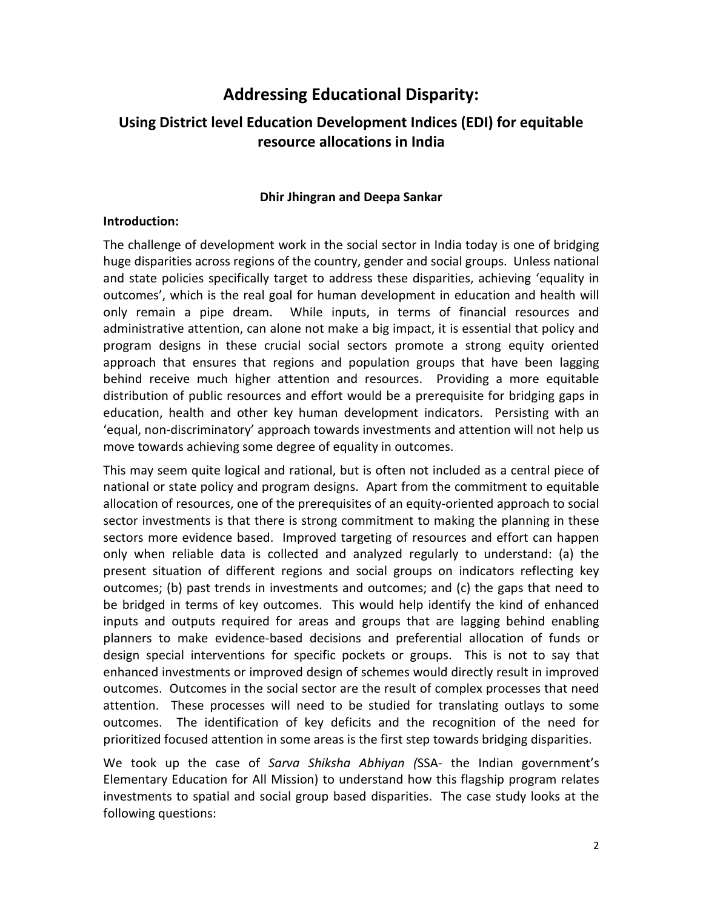# Addressing Educational Disparity:

## Using District level Education Development Indices (EDI) for equitable resource allocations in India

**Dhir Jhingran and Deepa Sankar**

**Introduction:**

The challenge of development work in the social sector in India today is one of bridging huge disparities across regions of the country, gender and social groups. Unless national and state policies specifically target to address these disparities, achieving 'equality in outcomes', which is the real goal for human development in education and health will only remain a pipe dream. While inputs, in terms of financial resources and administrative attention, can alone not make a big impact, it is essential that policy and program designs in these crucial social sectors promote a strong equity oriented approach that ensures that regions and population groups that have been lagging behind receive much higher attention and resources. Providing a more equitable distribution of public resources and effort would be a prerequisite for bridging gaps in education, health and other key human development indicators. Persisting with an 'equal, non-discriminatory' approach towards investments and attention will not help us move towards achieving some degree of equality in outcomes.

This may seem quite logical and rational, but is often not included as a central piece of national or state policy and program designs. Apart from the commitment to equitable allocation of resources, one of the prerequisites of an equity-oriented approach to social sector investments is that there is strong commitment to making the planning in these sectors more evidence based. Improved targeting of resources and effort can happen only when reliable data is collected and analyzed regularly to understand: (a) the present situation of different regions and social groups on indicators reflecting key outcomes; (b) past trends in investments and outcomes; and (c) the gaps that need to be bridged in terms of key outcomes. This would help identify the kind of enhanced inputs and outputs required for areas and groups that are lagging behind enabling planners to make evidence-based decisions and preferential allocation of funds or design special interventions for specific pockets or groups. This is not to say that enhanced investments or improved design of schemes would directly result in improved outcomes. Outcomes in the social sector are the result of complex processes that need attention. These processes will need to be studied for translating outlays to some outcomes. The identification of key deficits and the recognition of the need for prioritized focused attention in some areas is the first step towards bridging disparities.

We took up the case of *Sarva Shiksha Abhiyan (*SSA- the Indian government's Elementary Education for All Mission) to understand how this flagship program relates investments to spatial and social group based disparities. The case study looks at the following questions: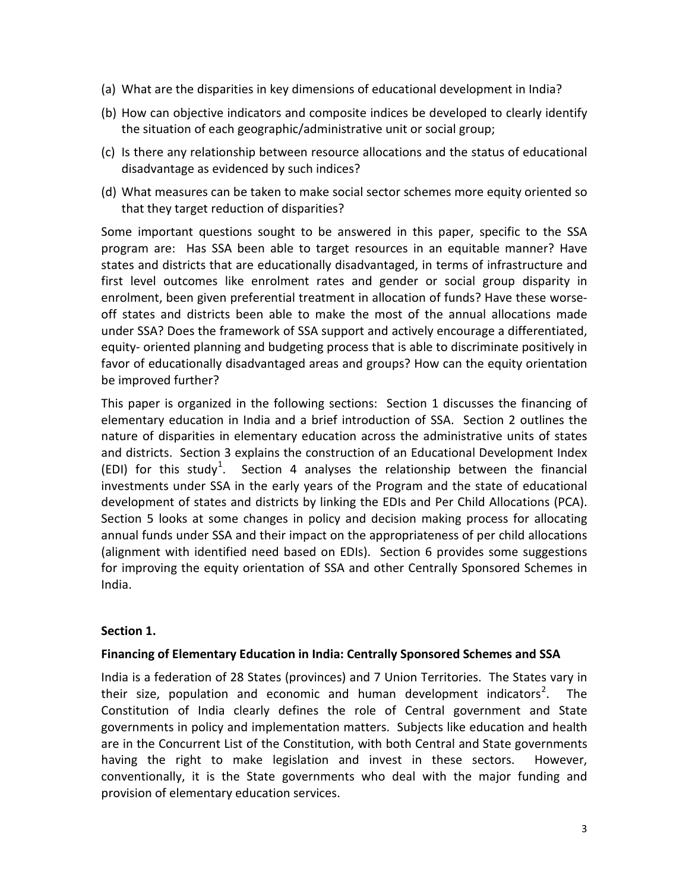(a) What are the disparities in key dimensions of educational development in India?

(b) How can objective indicators and composite indices be developed to clearly identify the situation of each geographic/administrative unit or social group;

(c) Is there any relationship between resource allocations and the status of educational disadvantage as evidenced by such indices?

(d) What measures can be taken to make social sector schemes more equity oriented so that they target reduction of disparities?

Some important questions sought to be answered in this paper, specific to the SSA program are: Has SSA been able to target resources in an equitable manner? Have states and districts that are educationally disadvantaged, in terms of infrastructure and first level outcomes like enrolment rates and gender or social group disparity in enrolment, been given preferential treatment in allocation of funds? Have these worse-off states and districts been able to make the most of the annual allocations made under SSA? Does the framework of SSA support and actively encourage a differentiated, equity- oriented planning and budgeting process that is able to discriminate positively in favor of educationally disadvantaged areas and groups? How can the equity orientation be improved further?

This paper is organized in the following sections: Section 1 discusses the financing of elementary education in India and a brief introduction of SSA. Section 2 outlines the nature of disparities in elementary education across the administrative units of states and districts. Section 3 explains the construction of an Educational Development Index (EDI) for this study[1]. Section 4 analyses the relationship between the financial investments under SSA in the early years of the Program and the state of educational development of states and districts by linking the EDIs and Per Child Allocations (PCA). Section 5 looks at some changes in policy and decision making process for allocating annual funds under SSA and their impact on the appropriateness of per child allocations (alignment with identified need based on EDIs). Section 6 provides some suggestions for improving the equity orientation of SSA and other Centrally Sponsored Schemes in India.

## Section 1.

### Financing of Elementary Education in India: Centrally Sponsored Schemes and SSA

India is a federation of 28 States (provinces) and 7 Union Territories. The States vary in their size, population and economic and human development indicators[2]. The Constitution of India clearly defines the role of Central government and State governments in policy and implementation matters. Subjects like education and health are in the Concurrent List of the Constitution, with both Central and State governments having the right to make legislation and invest in these sectors. However, conventionally, it is the State governments who deal with the major funding and provision of elementary education services.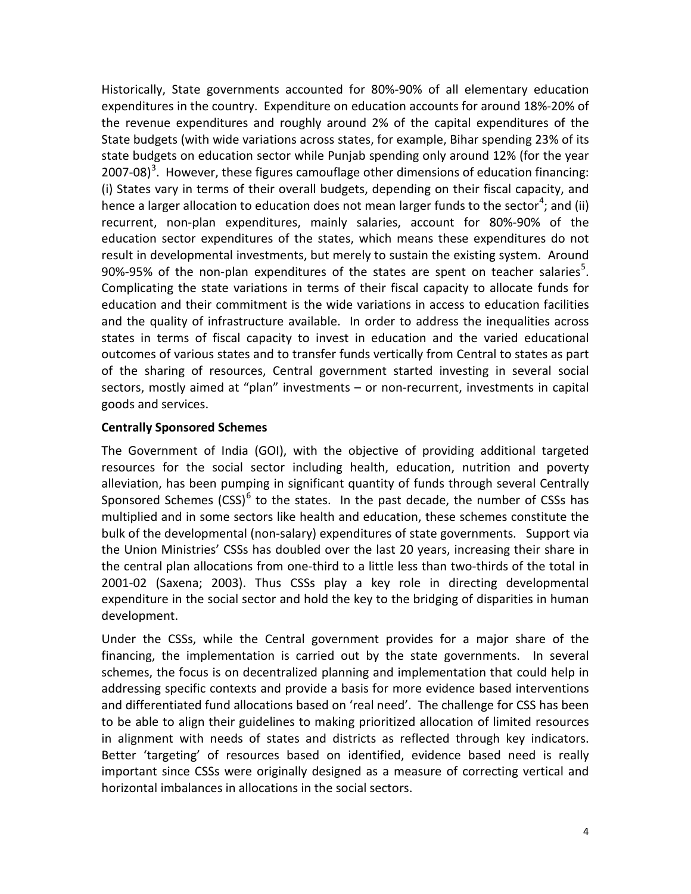Historically, State governments accounted for 80%-90% of all elementary education expenditures in the country. Expenditure on education accounts for around 18%-20% of the revenue expenditures and roughly around 2% of the capital expenditures of the State budgets (with wide variations across states, for example, Bihar spending 23% of its state budgets on education sector while Punjab spending only around 12% (for the year 2007-08)[3]. However, these figures camouflage other dimensions of education financing: (i) States vary in terms of their overall budgets, depending on their fiscal capacity, and hence a larger allocation to education does not mean larger funds to the sector[4]; and (ii) recurrent, non-plan expenditures, mainly salaries, account for 80%-90% of the education sector expenditures of the states, which means these expenditures do not result in developmental investments, but merely to sustain the existing system. Around 90%-95% of the non-plan expenditures of the states are spent on teacher salaries[5]. Complicating the state variations in terms of their fiscal capacity to allocate funds for education and their commitment is the wide variations in access to education facilities and the quality of infrastructure available. In order to address the inequalities across states in terms of fiscal capacity to invest in education and the varied educational outcomes of various states and to transfer funds vertically from Central to states as part of the sharing of resources, Central government started investing in several social sectors, mostly aimed at "plan" investments – or non-recurrent, investments in capital goods and services.

**Centrally Sponsored Schemes**

The Government of India (GOI), with the objective of providing additional targeted resources for the social sector including health, education, nutrition and poverty alleviation, has been pumping in significant quantity of funds through several Centrally Sponsored Schemes (CSS)[6] to the states. In the past decade, the number of CSSs has multiplied and in some sectors like health and education, these schemes constitute the bulk of the developmental (non-salary) expenditures of state governments. Support via the Union Ministries' CSSs has doubled over the last 20 years, increasing their share in the central plan allocations from one-third to a little less than two-thirds of the total in 2001-02 (Saxena; 2003). Thus CSSs play a key role in directing developmental expenditure in the social sector and hold the key to the bridging of disparities in human development.

Under the CSSs, while the Central government provides for a major share of the financing, the implementation is carried out by the state governments. In several schemes, the focus is on decentralized planning and implementation that could help in addressing specific contexts and provide a basis for more evidence based interventions and differentiated fund allocations based on 'real need'. The challenge for CSS has been to be able to align their guidelines to making prioritized allocation of limited resources in alignment with needs of states and districts as reflected through key indicators. Better 'targeting' of resources based on identified, evidence based need is really important since CSSs were originally designed as a measure of correcting vertical and horizontal imbalances in allocations in the social sectors.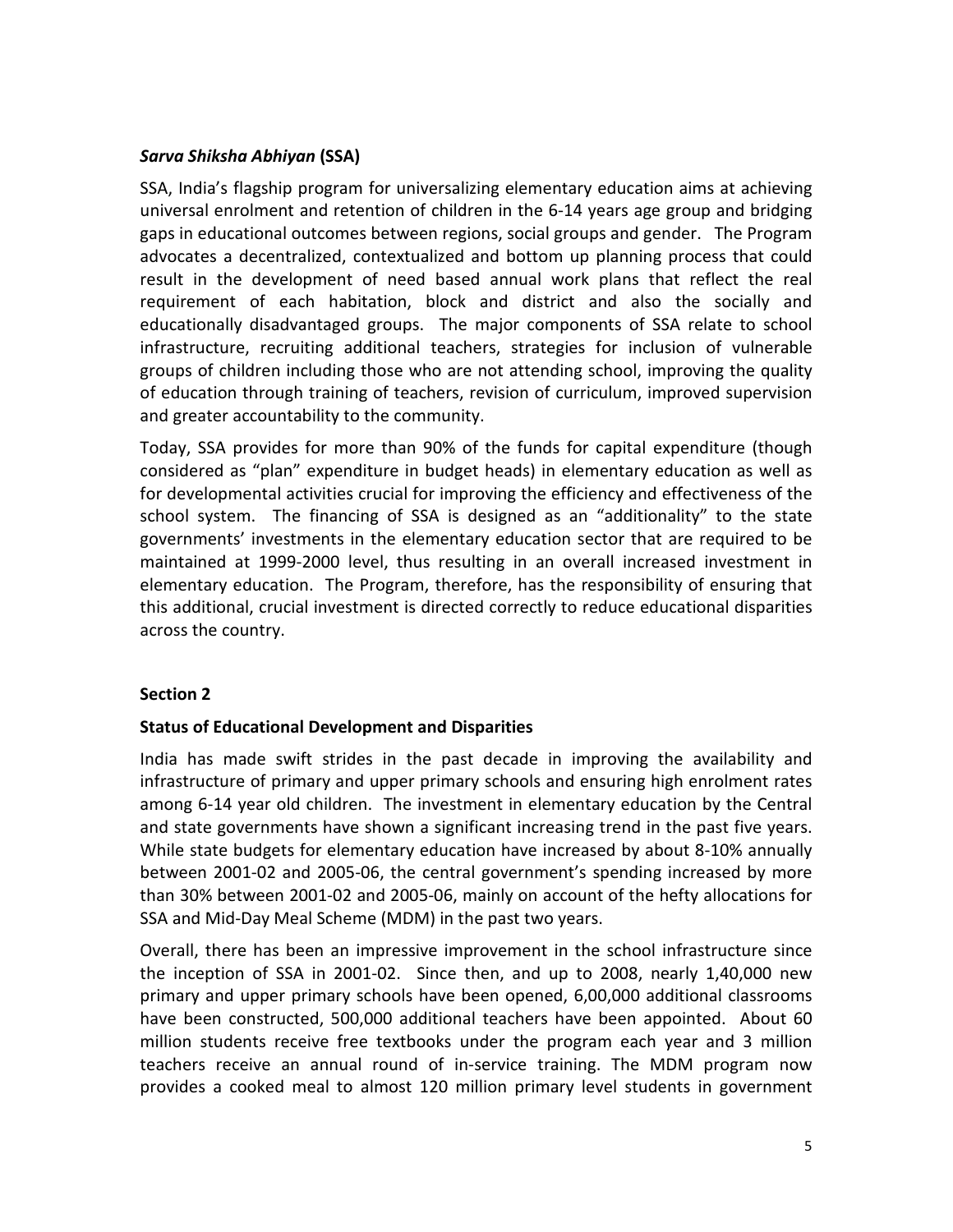### *Sarva Shiksha Abhiyan* (SSA)

SSA, India's flagship program for universalizing elementary education aims at achieving universal enrolment and retention of children in the 6-14 years age group and bridging gaps in educational outcomes between regions, social groups and gender. The Program advocates a decentralized, contextualized and bottom up planning process that could result in the development of need based annual work plans that reflect the real requirement of each habitation, block and district and also the socially and educationally disadvantaged groups. The major components of SSA relate to school infrastructure, recruiting additional teachers, strategies for inclusion of vulnerable groups of children including those who are not attending school, improving the quality of education through training of teachers, revision of curriculum, improved supervision and greater accountability to the community.

Today, SSA provides for more than 90% of the funds for capital expenditure (though considered as "plan" expenditure in budget heads) in elementary education as well as for developmental activities crucial for improving the efficiency and effectiveness of the school system. The financing of SSA is designed as an "additionality" to the state governments' investments in the elementary education sector that are required to be maintained at 1999-2000 level, thus resulting in an overall increased investment in elementary education. The Program, therefore, has the responsibility of ensuring that this additional, crucial investment is directed correctly to reduce educational disparities across the country.

## Section 2

### Status of Educational Development and Disparities

India has made swift strides in the past decade in improving the availability and infrastructure of primary and upper primary schools and ensuring high enrolment rates among 6-14 year old children. The investment in elementary education by the Central and state governments have shown a significant increasing trend in the past five years. While state budgets for elementary education have increased by about 8-10% annually between 2001-02 and 2005-06, the central government's spending increased by more than 30% between 2001-02 and 2005-06, mainly on account of the hefty allocations for SSA and Mid-Day Meal Scheme (MDM) in the past two years.

Overall, there has been an impressive improvement in the school infrastructure since the inception of SSA in 2001-02. Since then, and up to 2008, nearly 1,40,000 new primary and upper primary schools have been opened, 6,00,000 additional classrooms have been constructed, 500,000 additional teachers have been appointed. About 60 million students receive free textbooks under the program each year and 3 million teachers receive an annual round of in-service training. The MDM program now provides a cooked meal to almost 120 million primary level students in government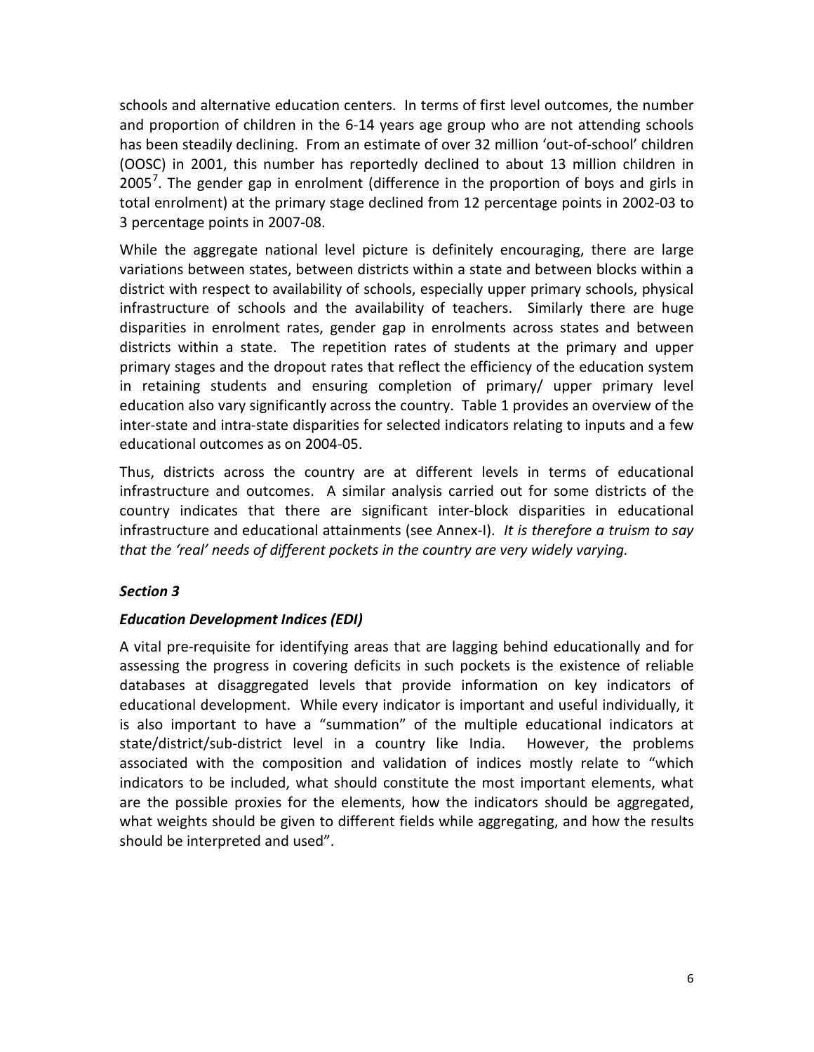schools and alternative education centers. In terms of first level outcomes, the number and proportion of children in the 6-14 years age group who are not attending schools has been steadily declining. From an estimate of over 32 million 'out-of-school' children (OOSC) in 2001, this number has reportedly declined to about 13 million children in 2005[7]. The gender gap in enrolment (difference in the proportion of boys and girls in total enrolment) at the primary stage declined from 12 percentage points in 2002-03 to 3 percentage points in 2007-08.

While the aggregate national level picture is definitely encouraging, there are large variations between states, between districts within a state and between blocks within a district with respect to availability of schools, especially upper primary schools, physical infrastructure of schools and the availability of teachers. Similarly there are huge disparities in enrolment rates, gender gap in enrolments across states and between districts within a state. The repetition rates of students at the primary and upper primary stages and the dropout rates that reflect the efficiency of the education system in retaining students and ensuring completion of primary/ upper primary level education also vary significantly across the country. Table 1 provides an overview of the inter-state and intra-state disparities for selected indicators relating to inputs and a few educational outcomes as on 2004-05.

Thus, districts across the country are at different levels in terms of educational infrastructure and outcomes. A similar analysis carried out for some districts of the country indicates that there are significant inter-block disparities in educational infrastructure and educational attainments (see Annex-I). *It is therefore a truism to say that the 'real' needs of different pockets in the country are very widely varying.*

## *Section 3*

### *Education Development Indices (EDI)*

A vital pre-requisite for identifying areas that are lagging behind educationally and for assessing the progress in covering deficits in such pockets is the existence of reliable databases at disaggregated levels that provide information on key indicators of educational development. While every indicator is important and useful individually, it is also important to have a "summation" of the multiple educational indicators at state/district/sub-district level in a country like India. However, the problems associated with the composition and validation of indices mostly relate to "which indicators to be included, what should constitute the most important elements, what are the possible proxies for the elements, how the indicators should be aggregated, what weights should be given to different fields while aggregating, and how the results should be interpreted and used".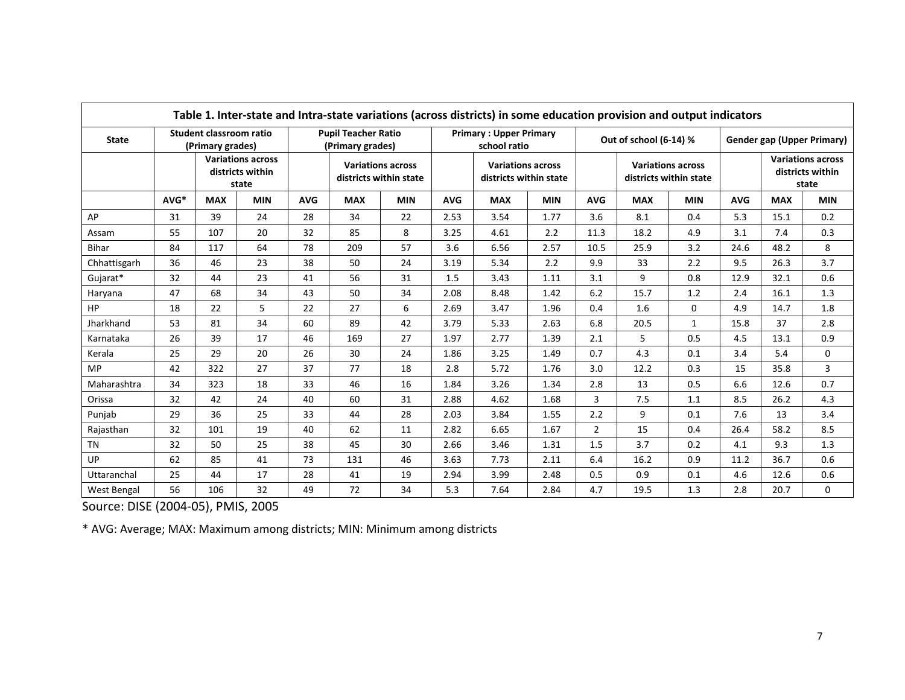**Table 1. Inter-state and Intra-state variations (across districts) in some education provision and output indicators**

| State | Student classroom ratio (Primary grades) | | | Pupil Teacher Ratio (Primary grades) | | | Primary : Upper Primary school ratio | | | Out of school (6-14) % | | | Gender gap (Upper Primary) | | |
|---|---|---|---|---|---|---|---|---|---|---|---|---|---|---|---|
| | | Variations across districts within state | | | Variations across districts within state | | | Variations across districts within state | | | Variations across districts within state | | | Variations across districts within state | |
| | AVG* | MAX | MIN | AVG | MAX | MIN | AVG | MAX | MIN | AVG | MAX | MIN | AVG | MAX | MIN |
| AP | 31 | 39 | 24 | 28 | 34 | 22 | 2.53 | 3.54 | 1.77 | 3.6 | 8.1 | 0.4 | 5.3 | 15.1 | 0.2 |
| Assam | 55 | 107 | 20 | 32 | 85 | 8 | 3.25 | 4.61 | 2.2 | 11.3 | 18.2 | 4.9 | 3.1 | 7.4 | 0.3 |
| Bihar | 84 | 117 | 64 | 78 | 209 | 57 | 3.6 | 6.56 | 2.57 | 10.5 | 25.9 | 3.2 | 24.6 | 48.2 | 8 |
| Chhattisgarh | 36 | 46 | 23 | 38 | 50 | 24 | 3.19 | 5.34 | 2.2 | 9.9 | 33 | 2.2 | 9.5 | 26.3 | 3.7 |
| Gujarat* | 32 | 44 | 23 | 41 | 56 | 31 | 1.5 | 3.43 | 1.11 | 3.1 | 9 | 0.8 | 12.9 | 32.1 | 0.6 |
| Haryana | 47 | 68 | 34 | 43 | 50 | 34 | 2.08 | 8.48 | 1.42 | 6.2 | 15.7 | 1.2 | 2.4 | 16.1 | 1.3 |
| HP | 18 | 22 | 5 | 22 | 27 | 6 | 2.69 | 3.47 | 1.96 | 0.4 | 1.6 | 0 | 4.9 | 14.7 | 1.8 |
| Jharkhand | 53 | 81 | 34 | 60 | 89 | 42 | 3.79 | 5.33 | 2.63 | 6.8 | 20.5 | 1 | 15.8 | 37 | 2.8 |
| Karnataka | 26 | 39 | 17 | 46 | 169 | 27 | 1.97 | 2.77 | 1.39 | 2.1 | 5 | 0.5 | 4.5 | 13.1 | 0.9 |
| Kerala | 25 | 29 | 20 | 26 | 30 | 24 | 1.86 | 3.25 | 1.49 | 0.7 | 4.3 | 0.1 | 3.4 | 5.4 | 0 |
| MP | 42 | 322 | 27 | 37 | 77 | 18 | 2.8 | 5.72 | 1.76 | 3.0 | 12.2 | 0.3 | 15 | 35.8 | 3 |
| Maharashtra | 34 | 323 | 18 | 33 | 46 | 16 | 1.84 | 3.26 | 1.34 | 2.8 | 13 | 0.5 | 6.6 | 12.6 | 0.7 |
| Orissa | 32 | 42 | 24 | 40 | 60 | 31 | 2.88 | 4.62 | 1.68 | 3 | 7.5 | 1.1 | 8.5 | 26.2 | 4.3 |
| Punjab | 29 | 36 | 25 | 33 | 44 | 28 | 2.03 | 3.84 | 1.55 | 2.2 | 9 | 0.1 | 7.6 | 13 | 3.4 |
| Rajasthan | 32 | 101 | 19 | 40 | 62 | 11 | 2.82 | 6.65 | 1.67 | 2 | 15 | 0.4 | 26.4 | 58.2 | 8.5 |
| TN | 32 | 50 | 25 | 38 | 45 | 30 | 2.66 | 3.46 | 1.31 | 1.5 | 3.7 | 0.2 | 4.1 | 9.3 | 1.3 |
| UP | 62 | 85 | 41 | 73 | 131 | 46 | 3.63 | 7.73 | 2.11 | 6.4 | 16.2 | 0.9 | 11.2 | 36.7 | 0.6 |
| Uttaranchal | 25 | 44 | 17 | 28 | 41 | 19 | 2.94 | 3.99 | 2.48 | 0.5 | 0.9 | 0.1 | 4.6 | 12.6 | 0.6 |
| West Bengal | 56 | 106 | 32 | 49 | 72 | 34 | 5.3 | 7.64 | 2.84 | 4.7 | 19.5 | 1.3 | 2.8 | 20.7 | 0 |

Source: DISE (2004-05), PMIS, 2005

* AVG: Average; MAX: Maximum among districts; MIN: Minimum among districts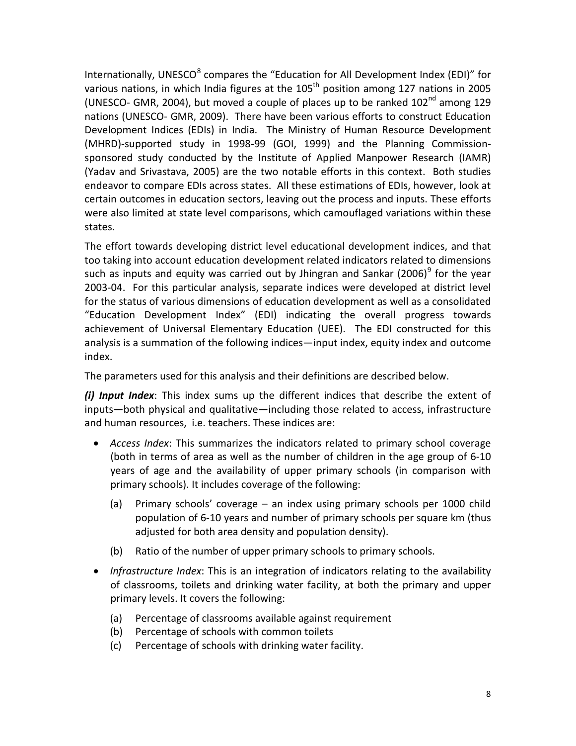Internationally, UNESCO[8] compares the "Education for All Development Index (EDI)" for various nations, in which India figures at the 105th position among 127 nations in 2005 (UNESCO- GMR, 2004), but moved a couple of places up to be ranked 102nd among 129 nations (UNESCO- GMR, 2009). There have been various efforts to construct Education Development Indices (EDIs) in India. The Ministry of Human Resource Development (MHRD)-supported study in 1998-99 (GOI, 1999) and the Planning Commission-sponsored study conducted by the Institute of Applied Manpower Research (IAMR) (Yadav and Srivastava, 2005) are the two notable efforts in this context. Both studies endeavor to compare EDIs across states. All these estimations of EDIs, however, look at certain outcomes in education sectors, leaving out the process and inputs. These efforts were also limited at state level comparisons, which camouflaged variations within these states.

The effort towards developing district level educational development indices, and that too taking into account education development related indicators related to dimensions such as inputs and equity was carried out by Jhingran and Sankar (2006)[9] for the year 2003-04. For this particular analysis, separate indices were developed at district level for the status of various dimensions of education development as well as a consolidated "Education Development Index" (EDI) indicating the overall progress towards achievement of Universal Elementary Education (UEE). The EDI constructed for this analysis is a summation of the following indices—input index, equity index and outcome index.

The parameters used for this analysis and their definitions are described below.

***(i) Input Index***: This index sums up the different indices that describe the extent of inputs—both physical and qualitative—including those related to access, infrastructure and human resources, i.e. teachers. These indices are:

- *Access Index*: This summarizes the indicators related to primary school coverage (both in terms of area as well as the number of children in the age group of 6-10 years of age and the availability of upper primary schools (in comparison with primary schools). It includes coverage of the following:
    - (a) Primary schools' coverage – an index using primary schools per 1000 child population of 6-10 years and number of primary schools per square km (thus adjusted for both area density and population density).
    - (b) Ratio of the number of upper primary schools to primary schools.
- *Infrastructure Index*: This is an integration of indicators relating to the availability of classrooms, toilets and drinking water facility, at both the primary and upper primary levels. It covers the following:
    - (a) Percentage of classrooms available against requirement
    - (b) Percentage of schools with common toilets
    - (c) Percentage of schools with drinking water facility.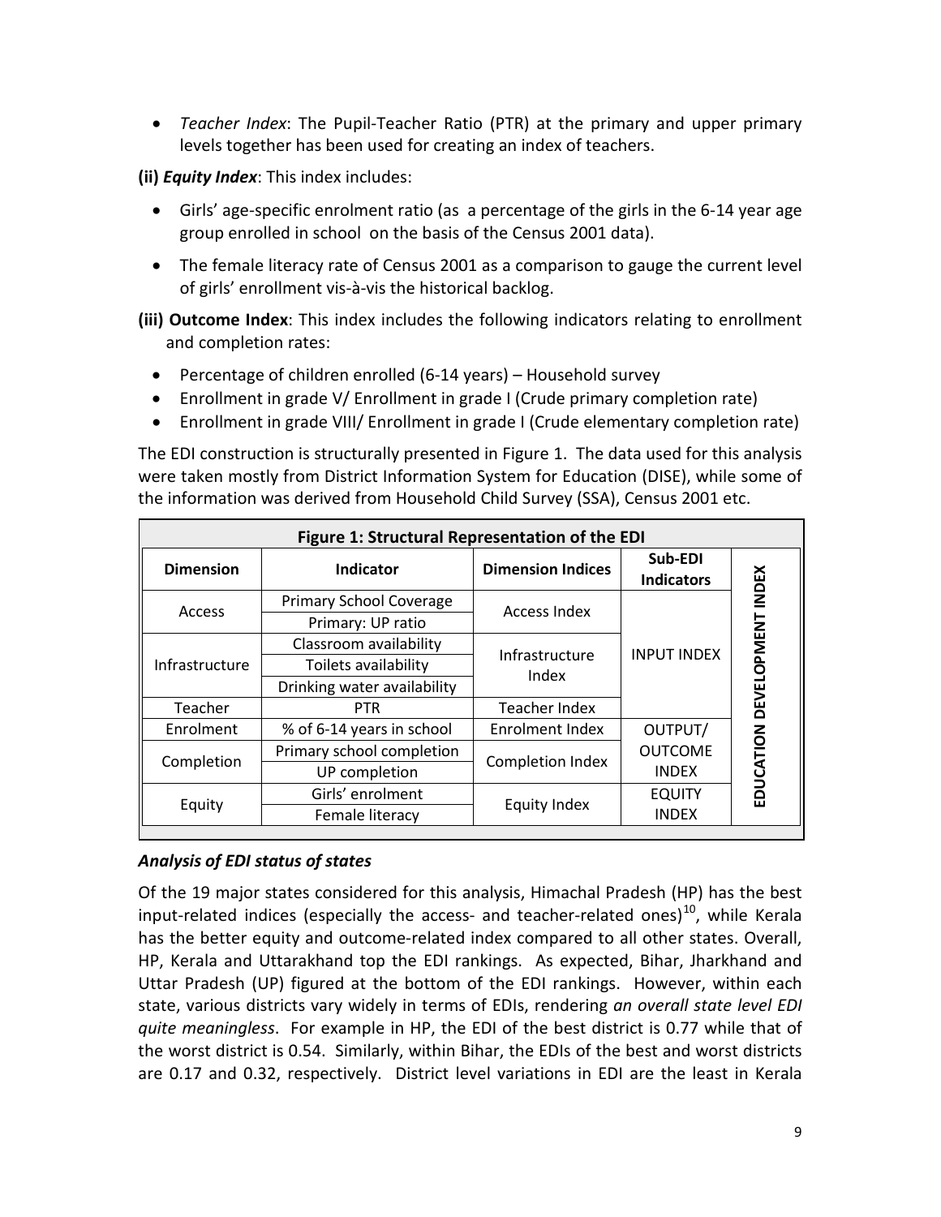- *Teacher Index*: The Pupil-Teacher Ratio (PTR) at the primary and upper primary levels together has been used for creating an index of teachers.

**(ii)** ***Equity Index***: This index includes:

- Girls' age-specific enrolment ratio (as a percentage of the girls in the 6-14 year age group enrolled in school on the basis of the Census 2001 data).
- The female literacy rate of Census 2001 as a comparison to gauge the current level of girls' enrollment vis-à-vis the historical backlog.

**(iii) Outcome Index**: This index includes the following indicators relating to enrollment and completion rates:

- Percentage of children enrolled (6-14 years) – Household survey
- Enrollment in grade V/ Enrollment in grade I (Crude primary completion rate)
- Enrollment in grade VIII/ Enrollment in grade I (Crude elementary completion rate)

The EDI construction is structurally presented in Figure 1. The data used for this analysis were taken mostly from District Information System for Education (DISE), while some of the information was derived from Household Child Survey (SSA), Census 2001 etc.

**Figure 1: Structural Representation of the EDI**

| Dimension | Indicator | Dimension Indices | Sub-EDI Indicators | |
|---|---|---|---|---|
| Access | Primary School Coverage | Access Index | INPUT INDEX | EDUCATION DEVELOPMENT INDEX |
| | Primary: UP ratio | | | |
| Infrastructure | Classroom availability | Infrastructure Index | | |
| | Toilets availability | | | |
| | Drinking water availability | | | |
| Teacher | PTR | Teacher Index | | |
| Enrolment | % of 6-14 years in school | Enrolment Index | OUTPUT/ OUTCOME INDEX | |
| Completion | Primary school completion | Completion Index | | |
| | UP completion | | | |
| Equity | Girls' enrolment | Equity Index | EQUITY INDEX | |
| | Female literacy | | | |

### *Analysis of EDI status of states*

Of the 19 major states considered for this analysis, Himachal Pradesh (HP) has the best input-related indices (especially the access- and teacher-related ones)[10], while Kerala has the better equity and outcome-related index compared to all other states. Overall, HP, Kerala and Uttarakhand top the EDI rankings. As expected, Bihar, Jharkhand and Uttar Pradesh (UP) figured at the bottom of the EDI rankings. However, within each state, various districts vary widely in terms of EDIs, rendering *an overall state level EDI quite meaningless*. For example in HP, the EDI of the best district is 0.77 while that of the worst district is 0.54. Similarly, within Bihar, the EDIs of the best and worst districts are 0.17 and 0.32, respectively. District level variations in EDI are the least in Kerala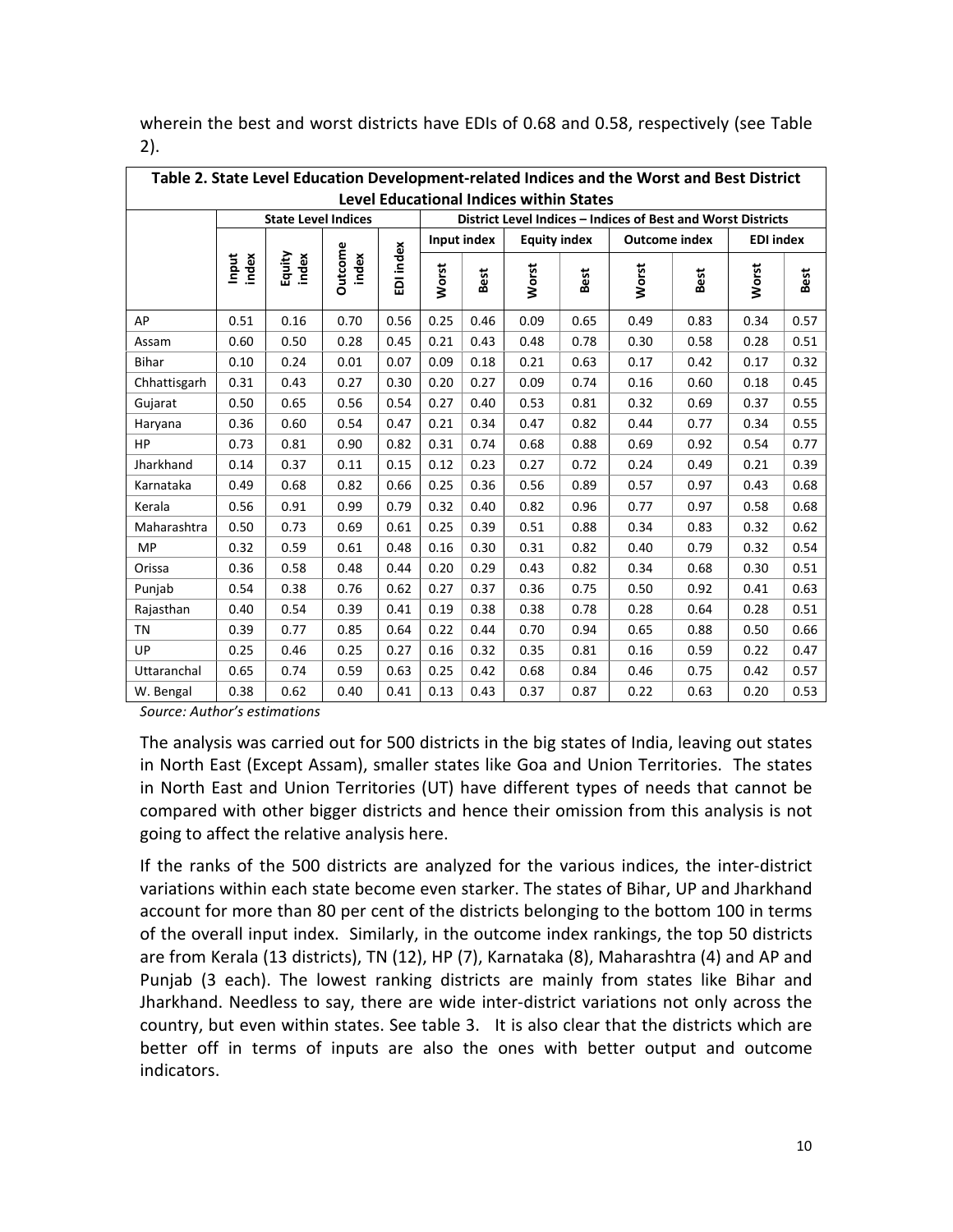wherein the best and worst districts have EDIs of 0.68 and 0.58, respectively (see Table 2).

**Table 2. State Level Education Development-related Indices and the Worst and Best District Level Educational Indices within States**

| | State Level Indices | | | | District Level Indices – Indices of Best and Worst Districts | | | | | | | |
|---|---|---|---|---|---|---|---|---|---|---|---|---|
| | | | | | Input index | | Equity index | | Outcome index | | EDI index | |
| | Input index | Equity index | Outcome index | EDI index | Worst | Best | Worst | Best | Worst | Best | Worst | Best |
| AP | 0.51 | 0.16 | 0.70 | 0.56 | 0.25 | 0.46 | 0.09 | 0.65 | 0.49 | 0.83 | 0.34 | 0.57 |
| Assam | 0.60 | 0.50 | 0.28 | 0.45 | 0.21 | 0.43 | 0.48 | 0.78 | 0.30 | 0.58 | 0.28 | 0.51 |
| Bihar | 0.10 | 0.24 | 0.01 | 0.07 | 0.09 | 0.18 | 0.21 | 0.63 | 0.17 | 0.42 | 0.17 | 0.32 |
| Chhattisgarh | 0.31 | 0.43 | 0.27 | 0.30 | 0.20 | 0.27 | 0.09 | 0.74 | 0.16 | 0.60 | 0.18 | 0.45 |
| Gujarat | 0.50 | 0.65 | 0.56 | 0.54 | 0.27 | 0.40 | 0.53 | 0.81 | 0.32 | 0.69 | 0.37 | 0.55 |
| Haryana | 0.36 | 0.60 | 0.54 | 0.47 | 0.21 | 0.34 | 0.47 | 0.82 | 0.44 | 0.77 | 0.34 | 0.55 |
| HP | 0.73 | 0.81 | 0.90 | 0.82 | 0.31 | 0.74 | 0.68 | 0.88 | 0.69 | 0.92 | 0.54 | 0.77 |
| Jharkhand | 0.14 | 0.37 | 0.11 | 0.15 | 0.12 | 0.23 | 0.27 | 0.72 | 0.24 | 0.49 | 0.21 | 0.39 |
| Karnataka | 0.49 | 0.68 | 0.82 | 0.66 | 0.25 | 0.36 | 0.56 | 0.89 | 0.57 | 0.97 | 0.43 | 0.68 |
| Kerala | 0.56 | 0.91 | 0.99 | 0.79 | 0.32 | 0.40 | 0.82 | 0.96 | 0.77 | 0.97 | 0.58 | 0.68 |
| Maharashtra | 0.50 | 0.73 | 0.69 | 0.61 | 0.25 | 0.39 | 0.51 | 0.88 | 0.34 | 0.83 | 0.32 | 0.62 |
| MP | 0.32 | 0.59 | 0.61 | 0.48 | 0.16 | 0.30 | 0.31 | 0.82 | 0.40 | 0.79 | 0.32 | 0.54 |
| Orissa | 0.36 | 0.58 | 0.48 | 0.44 | 0.20 | 0.29 | 0.43 | 0.82 | 0.34 | 0.68 | 0.30 | 0.51 |
| Punjab | 0.54 | 0.38 | 0.76 | 0.62 | 0.27 | 0.37 | 0.36 | 0.75 | 0.50 | 0.92 | 0.41 | 0.63 |
| Rajasthan | 0.40 | 0.54 | 0.39 | 0.41 | 0.19 | 0.38 | 0.38 | 0.78 | 0.28 | 0.64 | 0.28 | 0.51 |
| TN | 0.39 | 0.77 | 0.85 | 0.64 | 0.22 | 0.44 | 0.70 | 0.94 | 0.65 | 0.88 | 0.50 | 0.66 |
| UP | 0.25 | 0.46 | 0.25 | 0.27 | 0.16 | 0.32 | 0.35 | 0.81 | 0.16 | 0.59 | 0.22 | 0.47 |
| Uttaranchal | 0.65 | 0.74 | 0.59 | 0.63 | 0.25 | 0.42 | 0.68 | 0.84 | 0.46 | 0.75 | 0.42 | 0.57 |
| W. Bengal | 0.38 | 0.62 | 0.40 | 0.41 | 0.13 | 0.43 | 0.37 | 0.87 | 0.22 | 0.63 | 0.20 | 0.53 |

*Source: Author's estimations*

The analysis was carried out for 500 districts in the big states of India, leaving out states in North East (Except Assam), smaller states like Goa and Union Territories. The states in North East and Union Territories (UT) have different types of needs that cannot be compared with other bigger districts and hence their omission from this analysis is not going to affect the relative analysis here.

If the ranks of the 500 districts are analyzed for the various indices, the inter-district variations within each state become even starker. The states of Bihar, UP and Jharkhand account for more than 80 per cent of the districts belonging to the bottom 100 in terms of the overall input index. Similarly, in the outcome index rankings, the top 50 districts are from Kerala (13 districts), TN (12), HP (7), Karnataka (8), Maharashtra (4) and AP and Punjab (3 each). The lowest ranking districts are mainly from states like Bihar and Jharkhand. Needless to say, there are wide inter-district variations not only across the country, but even within states. See table 3. It is also clear that the districts which are better off in terms of inputs are also the ones with better output and outcome indicators.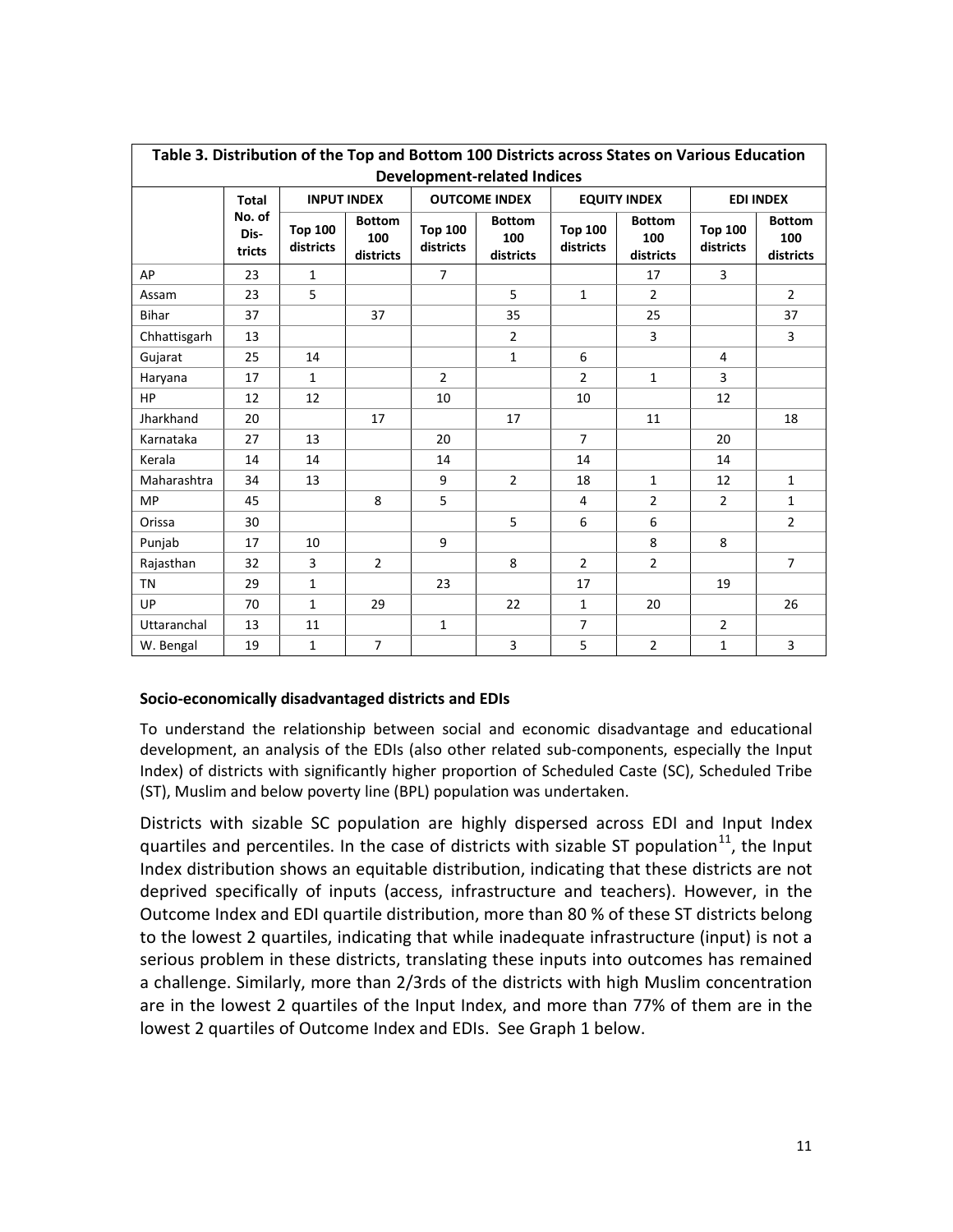**Table 3. Distribution of the Top and Bottom 100 Districts across States on Various Education Development-related Indices**

| | Total No. of Dis-tricts | INPUT INDEX | | OUTCOME INDEX | | EQUITY INDEX | | EDI INDEX | |
|---|---|---|---|---|---|---|---|---|---|
| | | Top 100 districts | Bottom 100 districts | Top 100 districts | Bottom 100 districts | Top 100 districts | Bottom 100 districts | Top 100 districts | Bottom 100 districts |
| AP | 23 | 1 | | 7 | | | 17 | 3 | |
| Assam | 23 | 5 | | | 5 | 1 | 2 | | 2 |
| Bihar | 37 | | 37 | | 35 | | 25 | | 37 |
| Chhattisgarh | 13 | | | | 2 | | 3 | | 3 |
| Gujarat | 25 | 14 | | | 1 | 6 | | 4 | |
| Haryana | 17 | 1 | | 2 | | 2 | 1 | 3 | |
| HP | 12 | 12 | | 10 | | 10 | | 12 | |
| Jharkhand | 20 | | 17 | | 17 | | 11 | | 18 |
| Karnataka | 27 | 13 | | 20 | | 7 | | 20 | |
| Kerala | 14 | 14 | | 14 | | 14 | | 14 | |
| Maharashtra | 34 | 13 | | 9 | 2 | 18 | 1 | 12 | 1 |
| MP | 45 | | 8 | 5 | | 4 | 2 | 2 | 1 |
| Orissa | 30 | | | | 5 | 6 | 6 | | 2 |
| Punjab | 17 | 10 | | 9 | | | 8 | 8 | |
| Rajasthan | 32 | 3 | 2 | | 8 | 2 | 2 | | 7 |
| TN | 29 | 1 | | 23 | | 17 | | 19 | |
| UP | 70 | 1 | 29 | | 22 | 1 | 20 | | 26 |
| Uttaranchal | 13 | 11 | | 1 | | 7 | | 2 | |
| W. Bengal | 19 | 1 | 7 | | 3 | 5 | 2 | 1 | 3 |

**Socio-economically disadvantaged districts and EDIs**

To understand the relationship between social and economic disadvantage and educational development, an analysis of the EDIs (also other related sub-components, especially the Input Index) of districts with significantly higher proportion of Scheduled Caste (SC), Scheduled Tribe (ST), Muslim and below poverty line (BPL) population was undertaken.

Districts with sizable SC population are highly dispersed across EDI and Input Index quartiles and percentiles. In the case of districts with sizable ST population[11], the Input Index distribution shows an equitable distribution, indicating that these districts are not deprived specifically of inputs (access, infrastructure and teachers). However, in the Outcome Index and EDI quartile distribution, more than 80 % of these ST districts belong to the lowest 2 quartiles, indicating that while inadequate infrastructure (input) is not a serious problem in these districts, translating these inputs into outcomes has remained a challenge. Similarly, more than 2/3rds of the districts with high Muslim concentration are in the lowest 2 quartiles of the Input Index, and more than 77% of them are in the lowest 2 quartiles of Outcome Index and EDIs. See Graph 1 below.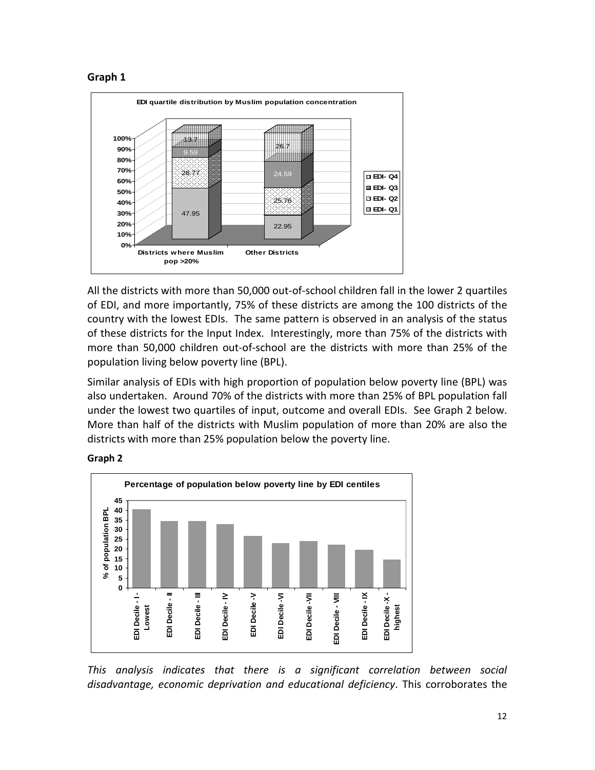**Graph 1**

**EDI quartile distribution by Muslim population concentration**

| | Districts where Muslim pop >20% | Other Districts |
|---|---|---|
| EDI- Q4 | 13.7 | 26.7 |
| EDI- Q3 | 9.59 | 24.59 |
| EDI- Q2 | 28.77 | 25.76 |
| EDI- Q1 | 47.95 | 22.95 |

All the districts with more than 50,000 out-of-school children fall in the lower 2 quartiles of EDI, and more importantly, 75% of these districts are among the 100 districts of the country with the lowest EDIs. The same pattern is observed in an analysis of the status of these districts for the Input Index. Interestingly, more than 75% of the districts with more than 50,000 children out-of-school are the districts with more than 25% of the population living below poverty line (BPL).

Similar analysis of EDIs with high proportion of population below poverty line (BPL) was also undertaken. Around 70% of the districts with more than 25% of BPL population fall under the lowest two quartiles of input, outcome and overall EDIs. See Graph 2 below. More than half of the districts with Muslim population of more than 20% are also the districts with more than 25% population below the poverty line.

**Graph 2**

**Percentage of population below poverty line by EDI centiles**

*This analysis indicates that there is a significant correlation between social disadvantage, economic deprivation and educational deficiency*. This corroborates the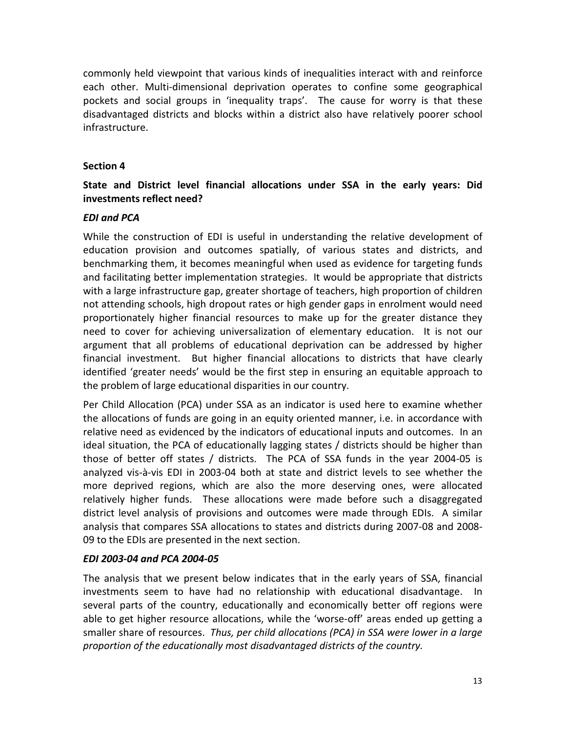commonly held viewpoint that various kinds of inequalities interact with and reinforce each other. Multi-dimensional deprivation operates to confine some geographical pockets and social groups in 'inequality traps'. The cause for worry is that these disadvantaged districts and blocks within a district also have relatively poorer school infrastructure.

## Section 4

### State and District level financial allocations under SSA in the early years: Did investments reflect need?

#### *EDI and PCA*

While the construction of EDI is useful in understanding the relative development of education provision and outcomes spatially, of various states and districts, and benchmarking them, it becomes meaningful when used as evidence for targeting funds and facilitating better implementation strategies. It would be appropriate that districts with a large infrastructure gap, greater shortage of teachers, high proportion of children not attending schools, high dropout rates or high gender gaps in enrolment would need proportionately higher financial resources to make up for the greater distance they need to cover for achieving universalization of elementary education. It is not our argument that all problems of educational deprivation can be addressed by higher financial investment. But higher financial allocations to districts that have clearly identified 'greater needs' would be the first step in ensuring an equitable approach to the problem of large educational disparities in our country.

Per Child Allocation (PCA) under SSA as an indicator is used here to examine whether the allocations of funds are going in an equity oriented manner, i.e. in accordance with relative need as evidenced by the indicators of educational inputs and outcomes. In an ideal situation, the PCA of educationally lagging states / districts should be higher than those of better off states / districts. The PCA of SSA funds in the year 2004-05 is analyzed vis-à-vis EDI in 2003-04 both at state and district levels to see whether the more deprived regions, which are also the more deserving ones, were allocated relatively higher funds. These allocations were made before such a disaggregated district level analysis of provisions and outcomes were made through EDIs. A similar analysis that compares SSA allocations to states and districts during 2007-08 and 2008-09 to the EDIs are presented in the next section.

#### *EDI 2003-04 and PCA 2004-05*

The analysis that we present below indicates that in the early years of SSA, financial investments seem to have had no relationship with educational disadvantage. In several parts of the country, educationally and economically better off regions were able to get higher resource allocations, while the 'worse-off' areas ended up getting a smaller share of resources. *Thus, per child allocations (PCA) in SSA were lower in a large proportion of the educationally most disadvantaged districts of the country.*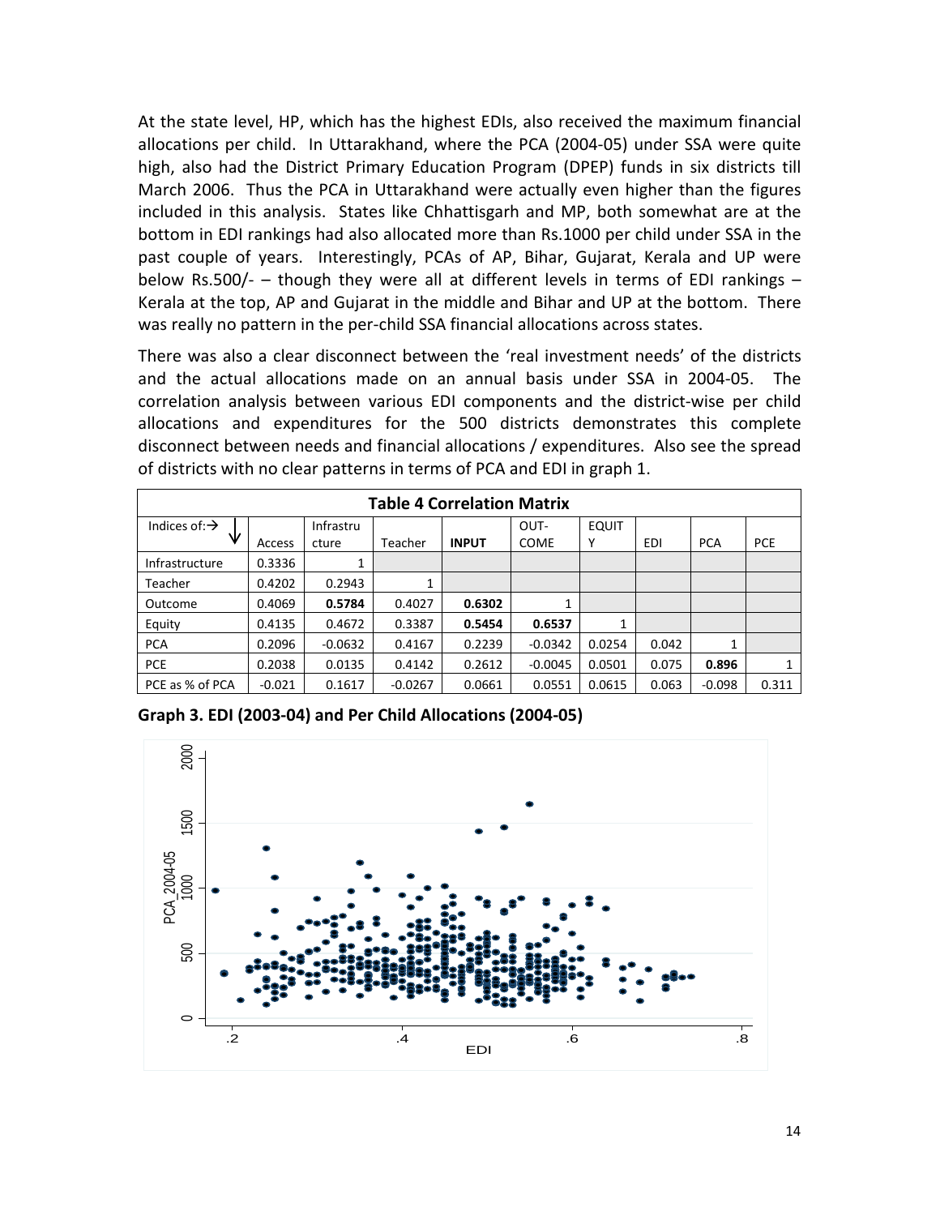At the state level, HP, which has the highest EDIs, also received the maximum financial allocations per child. In Uttarakhand, where the PCA (2004-05) under SSA were quite high, also had the District Primary Education Program (DPEP) funds in six districts till March 2006. Thus the PCA in Uttarakhand were actually even higher than the figures included in this analysis. States like Chhattisgarh and MP, both somewhat are at the bottom in EDI rankings had also allocated more than Rs.1000 per child under SSA in the past couple of years. Interestingly, PCAs of AP, Bihar, Gujarat, Kerala and UP were below Rs.500/- – though they were all at different levels in terms of EDI rankings – Kerala at the top, AP and Gujarat in the middle and Bihar and UP at the bottom. There was really no pattern in the per-child SSA financial allocations across states.

There was also a clear disconnect between the 'real investment needs' of the districts and the actual allocations made on an annual basis under SSA in 2004-05. The correlation analysis between various EDI components and the district-wise per child allocations and expenditures for the 500 districts demonstrates this complete disconnect between needs and financial allocations / expenditures. Also see the spread of districts with no clear patterns in terms of PCA and EDI in graph 1.

**Table 4 Correlation Matrix**

| Indices of:→ ↓ | Access | Infrastructure | Teacher | **INPUT** | OUT-COME | EQUITY | EDI | PCA | PCE |
|---|---|---|---|---|---|---|---|---|---|
| Infrastructure | 0.3336 | 1 | | | | | | | |
| Teacher | 0.4202 | 0.2943 | 1 | | | | | | |
| Outcome | 0.4069 | **0.5784** | 0.4027 | **0.6302** | 1 | | | | |
| Equity | 0.4135 | 0.4672 | 0.3387 | **0.5454** | **0.6537** | 1 | | | |
| PCA | 0.2096 | -0.0632 | 0.4167 | 0.2239 | -0.0342 | 0.0254 | 0.042 | 1 | |
| PCE | 0.2038 | 0.0135 | 0.4142 | 0.2612 | -0.0045 | 0.0501 | 0.075 | **0.896** | 1 |
| PCE as % of PCA | -0.021 | 0.1617 | -0.0267 | 0.0661 | 0.0551 | 0.0615 | 0.063 | -0.098 | 0.311 |

**Graph 3. EDI (2003-04) and Per Child Allocations (2004-05)**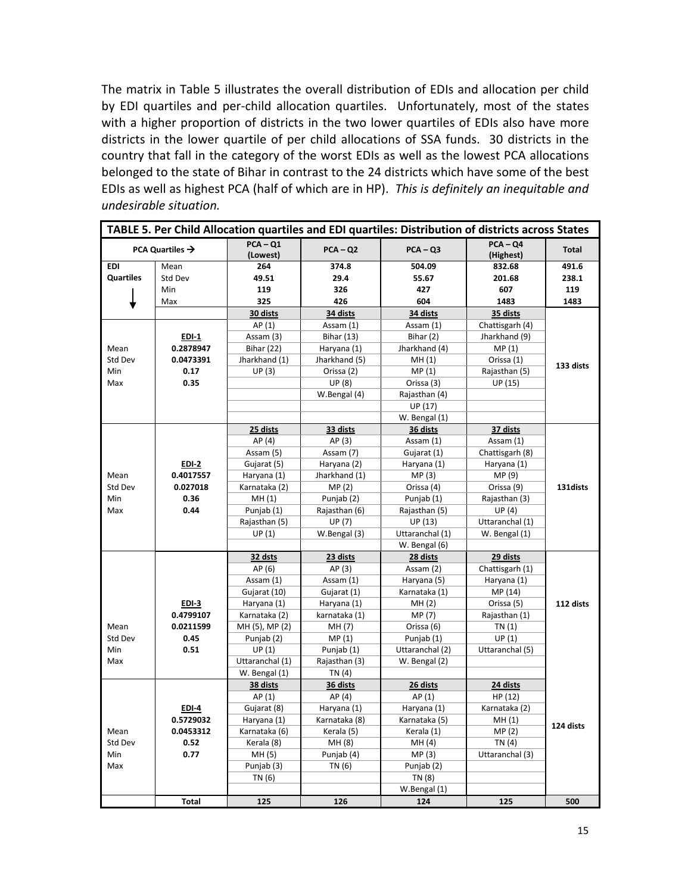The matrix in Table 5 illustrates the overall distribution of EDIs and allocation per child by EDI quartiles and per-child allocation quartiles. Unfortunately, most of the states with a higher proportion of districts in the two lower quartiles of EDIs also have more districts in the lower quartile of per child allocations of SSA funds. 30 districts in the country that fall in the category of the worst EDIs as well as the lowest PCA allocations belonged to the state of Bihar in contrast to the 24 districts which have some of the best EDIs as well as highest PCA (half of which are in HP). *This is definitely an inequitable and undesirable situation.*

**TABLE 5. Per Child Allocation quartiles and EDI quartiles: Distribution of districts across States**

| PCA Quartiles → | | PCA – Q1 (Lowest) | PCA – Q2 | PCA – Q3 | PCA – Q4 (Highest) | Total |
|---|---|---|---|---|---|---|
| EDI Quartiles ↓ | Mean | 264 | 374.8 | 504.09 | 832.68 | 491.6 |
| | Std Dev | 49.51 | 29.4 | 55.67 | 201.68 | 238.1 |
| | Min | 119 | 326 | 427 | 607 | 119 |
| | Max | 325 | 426 | 604 | 1483 | 1483 |
| | | 30 dists | 34 dists | 34 dists | 35 dists | 133 dists |
| | | AP (1) | Assam (1) | Assam (1) | Chattisgarh (4) | |
| | EDI-1 | Assam (3) | Bihar (13) | Bihar (2) | Jharkhand (9) | |
| Mean | 0.2878947 | Bihar (22) | Haryana (1) | Jharkhand (4) | MP (1) | |
| Std Dev | 0.0473391 | Jharkhand (1) | Jharkhand (5) | MH (1) | Orissa (1) | |
| Min | 0.17 | UP (3) | Orissa (2) | MP (1) | Rajasthan (5) | |
| Max | 0.35 | | UP (8) | Orissa (3) | UP (15) | |
| | | | W.Bengal (4) | Rajasthan (4) | | |
| | | | | UP (17) | | |
| | | | | W. Bengal (1) | | |
| | | 25 dists | 33 dists | 36 dists | 37 dists | 131dists |
| | | AP (4) | AP (3) | Assam (1) | Assam (1) | |
| | | Assam (5) | Assam (7) | Gujarat (1) | Chattisgarh (8) | |
| | EDI-2 | Gujarat (5) | Haryana (2) | Haryana (1) | Haryana (1) | |
| Mean | 0.4017557 | Haryana (1) | Jharkhand (1) | MP (3) | MP (9) | |
| Std Dev | 0.027018 | Karnataka (2) | MP (2) | Orissa (4) | Orissa (9) | |
| Min | 0.36 | MH (1) | Punjab (2) | Punjab (1) | Rajasthan (3) | |
| Max | 0.44 | Punjab (1) | Rajasthan (6) | Rajasthan (5) | UP (4) | |
| | | Rajasthan (5) | UP (7) | UP (13) | Uttaranchal (1) | |
| | | UP (1) | W.Bengal (3) | Uttaranchal (1) | W. Bengal (1) | |
| | | | | W. Bengal (6) | | |
| | | 32 dsts | 23 dists | 28 dists | 29 dists | 112 dists |
| | | AP (6) | AP (3) | Assam (2) | Chattisgarh (1) | |
| | | Assam (1) | Assam (1) | Haryana (5) | Haryana (1) | |
| | | Gujarat (10) | Gujarat (1) | Karnataka (1) | MP (14) | |
| | EDI-3 | Haryana (1) | Haryana (1) | MH (2) | Orissa (5) | |
| | 0.4799107 | Karnataka (2) | karnataka (1) | MP (7) | Rajasthan (1) | |
| Mean | 0.0211599 | MH (5), MP (2) | MH (7) | Orissa (6) | TN (1) | |
| Std Dev | 0.45 | Punjab (2) | MP (1) | Punjab (1) | UP (1) | |
| Min | 0.51 | UP (1) | Punjab (1) | Uttaranchal (2) | Uttaranchal (5) | |
| Max | | Uttaranchal (1) | Rajasthan (3) | W. Bengal (2) | | |
| | | W. Bengal (1) | TN (4) | | | |
| | | 38 dists | 36 dists | 26 dists | 24 dists | 124 dists |
| | | AP (1) | AP (4) | AP (1) | HP (12) | |
| | EDI-4 | Gujarat (8) | Haryana (1) | Haryana (1) | Karnataka (2) | |
| | 0.5729032 | Haryana (1) | Karnataka (8) | Karnataka (5) | MH (1) | |
| Mean | 0.0453312 | Karnataka (6) | Kerala (5) | Kerala (1) | MP (2) | |
| Std Dev | 0.52 | Kerala (8) | MH (8) | MH (4) | TN (4) | |
| Min | 0.77 | MH (5) | Punjab (4) | MP (3) | Uttaranchal (3) | |
| Max | | Punjab (3) | TN (6) | Punjab (2) | | |
| | | TN (6) | | TN (8) | | |
| | | | | W.Bengal (1) | | |
| | Total | 125 | 126 | 124 | 125 | 500 |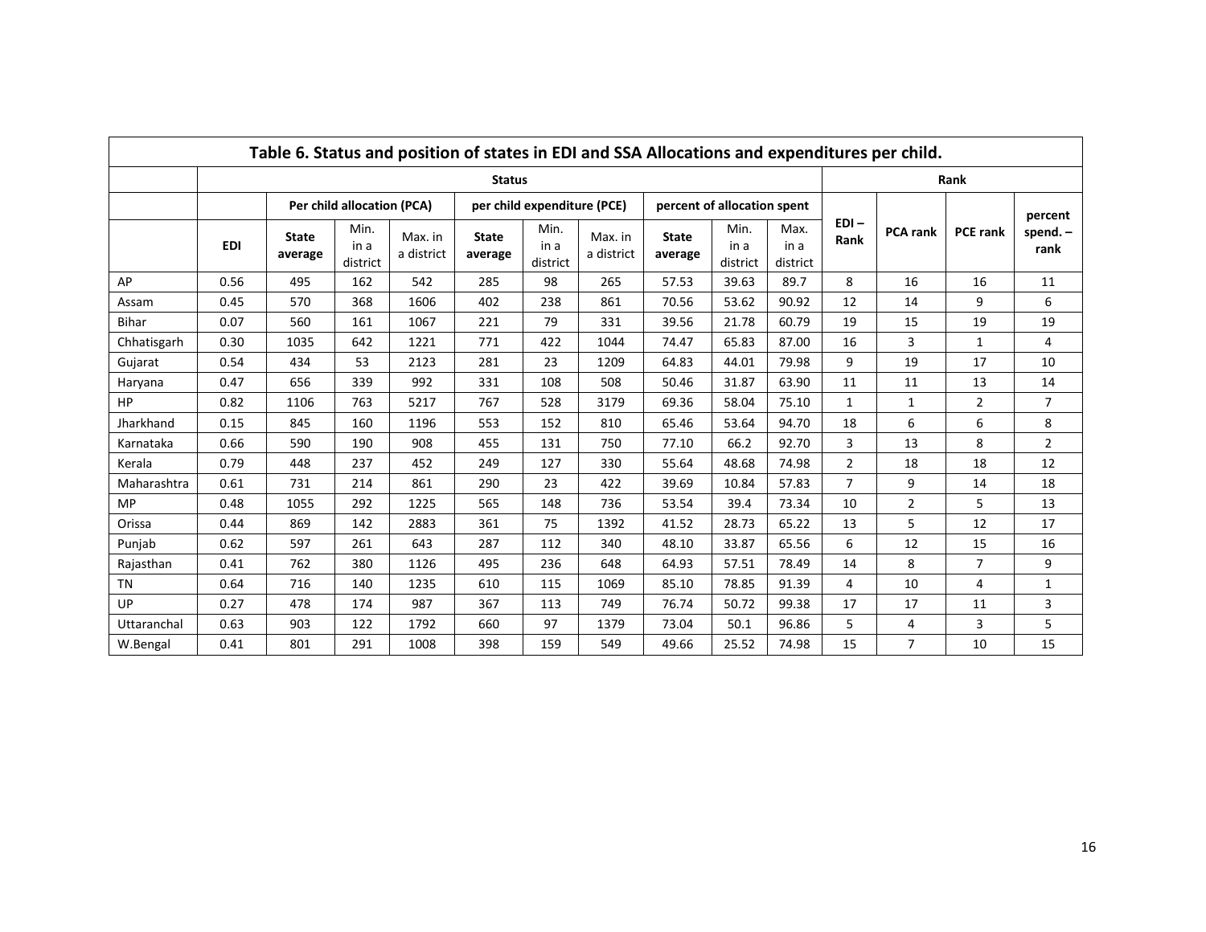**Table 6. Status and position of states in EDI and SSA Allocations and expenditures per child.**

| | Status | | | | | | | | | | Rank | | | |
|---|---|---|---|---|---|---|---|---|---|---|---|---|---|---|
| | | Per child allocation (PCA) | | | per child expenditure (PCE) | | | percent of allocation spent | | | | | | |
| | EDI | State average | Min. in a district | Max. in a district | State average | Min. in a district | Max. in a district | State average | Min. in a district | Max. in a district | EDI – Rank | PCA rank | PCE rank | percent spend. – rank |
| AP | 0.56 | 495 | 162 | 542 | 285 | 98 | 265 | 57.53 | 39.63 | 89.7 | 8 | 16 | 16 | 11 |
| Assam | 0.45 | 570 | 368 | 1606 | 402 | 238 | 861 | 70.56 | 53.62 | 90.92 | 12 | 14 | 9 | 6 |
| Bihar | 0.07 | 560 | 161 | 1067 | 221 | 79 | 331 | 39.56 | 21.78 | 60.79 | 19 | 15 | 19 | 19 |
| Chhatisgarh | 0.30 | 1035 | 642 | 1221 | 771 | 422 | 1044 | 74.47 | 65.83 | 87.00 | 16 | 3 | 1 | 4 |
| Gujarat | 0.54 | 434 | 53 | 2123 | 281 | 23 | 1209 | 64.83 | 44.01 | 79.98 | 9 | 19 | 17 | 10 |
| Haryana | 0.47 | 656 | 339 | 992 | 331 | 108 | 508 | 50.46 | 31.87 | 63.90 | 11 | 11 | 13 | 14 |
| HP | 0.82 | 1106 | 763 | 5217 | 767 | 528 | 3179 | 69.36 | 58.04 | 75.10 | 1 | 1 | 2 | 7 |
| Jharkhand | 0.15 | 845 | 160 | 1196 | 553 | 152 | 810 | 65.46 | 53.64 | 94.70 | 18 | 6 | 6 | 8 |
| Karnataka | 0.66 | 590 | 190 | 908 | 455 | 131 | 750 | 77.10 | 66.2 | 92.70 | 3 | 13 | 8 | 2 |
| Kerala | 0.79 | 448 | 237 | 452 | 249 | 127 | 330 | 55.64 | 48.68 | 74.98 | 2 | 18 | 18 | 12 |
| Maharashtra | 0.61 | 731 | 214 | 861 | 290 | 23 | 422 | 39.69 | 10.84 | 57.83 | 7 | 9 | 14 | 18 |
| MP | 0.48 | 1055 | 292 | 1225 | 565 | 148 | 736 | 53.54 | 39.4 | 73.34 | 10 | 2 | 5 | 13 |
| Orissa | 0.44 | 869 | 142 | 2883 | 361 | 75 | 1392 | 41.52 | 28.73 | 65.22 | 13 | 5 | 12 | 17 |
| Punjab | 0.62 | 597 | 261 | 643 | 287 | 112 | 340 | 48.10 | 33.87 | 65.56 | 6 | 12 | 15 | 16 |
| Rajasthan | 0.41 | 762 | 380 | 1126 | 495 | 236 | 648 | 64.93 | 57.51 | 78.49 | 14 | 8 | 7 | 9 |
| TN | 0.64 | 716 | 140 | 1235 | 610 | 115 | 1069 | 85.10 | 78.85 | 91.39 | 4 | 10 | 4 | 1 |
| UP | 0.27 | 478 | 174 | 987 | 367 | 113 | 749 | 76.74 | 50.72 | 99.38 | 17 | 17 | 11 | 3 |
| Uttaranchal | 0.63 | 903 | 122 | 1792 | 660 | 97 | 1379 | 73.04 | 50.1 | 96.86 | 5 | 4 | 3 | 5 |
| W.Bengal | 0.41 | 801 | 291 | 1008 | 398 | 159 | 549 | 49.66 | 25.52 | 74.98 | 15 | 7 | 10 | 15 |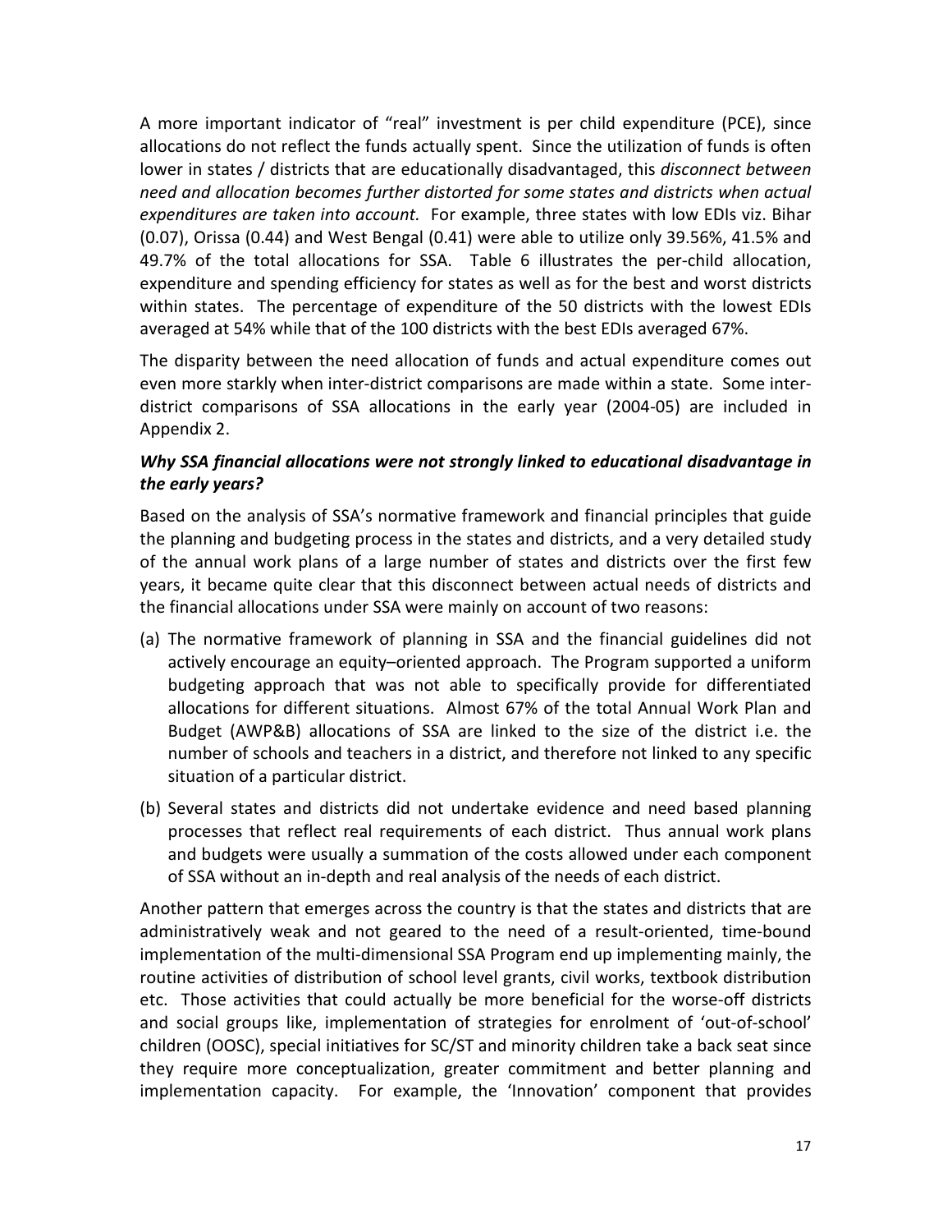A more important indicator of "real" investment is per child expenditure (PCE), since allocations do not reflect the funds actually spent. Since the utilization of funds is often lower in states / districts that are educationally disadvantaged, this *disconnect between need and allocation becomes further distorted for some states and districts when actual expenditures are taken into account.* For example, three states with low EDIs viz. Bihar (0.07), Orissa (0.44) and West Bengal (0.41) were able to utilize only 39.56%, 41.5% and 49.7% of the total allocations for SSA. Table 6 illustrates the per-child allocation, expenditure and spending efficiency for states as well as for the best and worst districts within states. The percentage of expenditure of the 50 districts with the lowest EDIs averaged at 54% while that of the 100 districts with the best EDIs averaged 67%.

The disparity between the need allocation of funds and actual expenditure comes out even more starkly when inter-district comparisons are made within a state. Some inter-district comparisons of SSA allocations in the early year (2004-05) are included in Appendix 2.

***Why SSA financial allocations were not strongly linked to educational disadvantage in the early years?***

Based on the analysis of SSA's normative framework and financial principles that guide the planning and budgeting process in the states and districts, and a very detailed study of the annual work plans of a large number of states and districts over the first few years, it became quite clear that this disconnect between actual needs of districts and the financial allocations under SSA were mainly on account of two reasons:

(a) The normative framework of planning in SSA and the financial guidelines did not actively encourage an equity–oriented approach. The Program supported a uniform budgeting approach that was not able to specifically provide for differentiated allocations for different situations. Almost 67% of the total Annual Work Plan and Budget (AWP&B) allocations of SSA are linked to the size of the district i.e. the number of schools and teachers in a district, and therefore not linked to any specific situation of a particular district.

(b) Several states and districts did not undertake evidence and need based planning processes that reflect real requirements of each district. Thus annual work plans and budgets were usually a summation of the costs allowed under each component of SSA without an in-depth and real analysis of the needs of each district.

Another pattern that emerges across the country is that the states and districts that are administratively weak and not geared to the need of a result-oriented, time-bound implementation of the multi-dimensional SSA Program end up implementing mainly, the routine activities of distribution of school level grants, civil works, textbook distribution etc. Those activities that could actually be more beneficial for the worse-off districts and social groups like, implementation of strategies for enrolment of 'out-of-school' children (OOSC), special initiatives for SC/ST and minority children take a back seat since they require more conceptualization, greater commitment and better planning and implementation capacity. For example, the 'Innovation' component that provides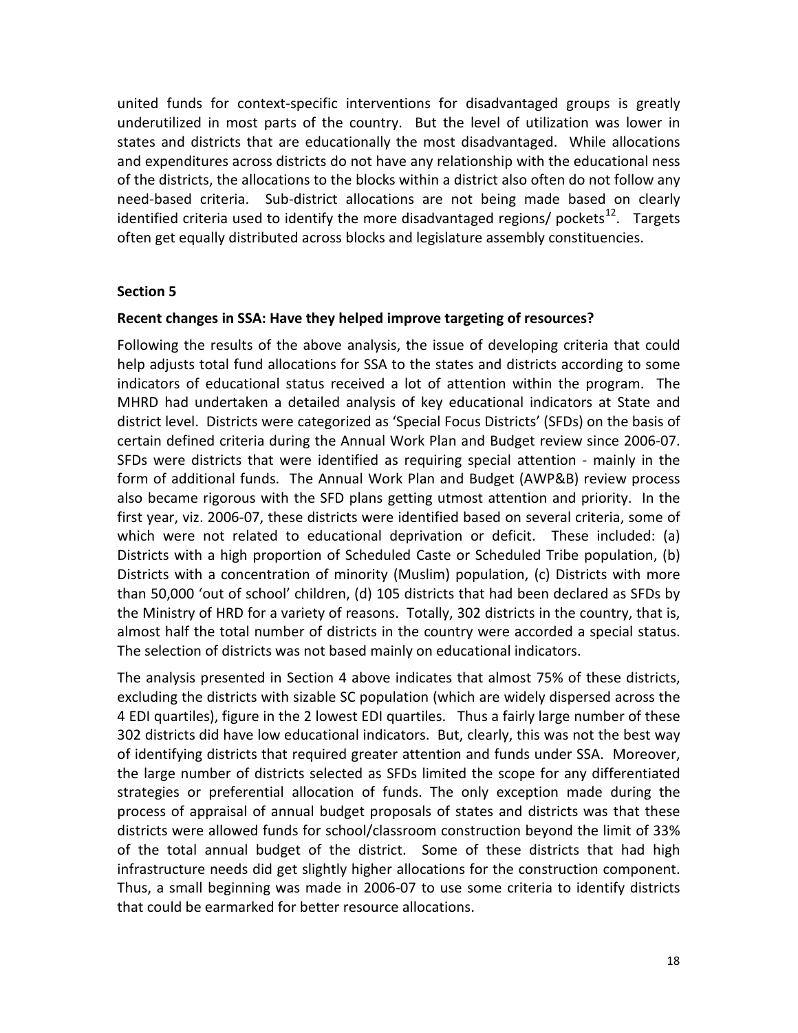united funds for context-specific interventions for disadvantaged groups is greatly underutilized in most parts of the country. But the level of utilization was lower in states and districts that are educationally the most disadvantaged. While allocations and expenditures across districts do not have any relationship with the educational ness of the districts, the allocations to the blocks within a district also often do not follow any need-based criteria. Sub-district allocations are not being made based on clearly identified criteria used to identify the more disadvantaged regions/ pockets[12]. Targets often get equally distributed across blocks and legislature assembly constituencies.

## Section 5

### Recent changes in SSA: Have they helped improve targeting of resources?

Following the results of the above analysis, the issue of developing criteria that could help adjusts total fund allocations for SSA to the states and districts according to some indicators of educational status received a lot of attention within the program. The MHRD had undertaken a detailed analysis of key educational indicators at State and district level. Districts were categorized as 'Special Focus Districts' (SFDs) on the basis of certain defined criteria during the Annual Work Plan and Budget review since 2006-07. SFDs were districts that were identified as requiring special attention - mainly in the form of additional funds. The Annual Work Plan and Budget (AWP&B) review process also became rigorous with the SFD plans getting utmost attention and priority. In the first year, viz. 2006-07, these districts were identified based on several criteria, some of which were not related to educational deprivation or deficit. These included: (a) Districts with a high proportion of Scheduled Caste or Scheduled Tribe population, (b) Districts with a concentration of minority (Muslim) population, (c) Districts with more than 50,000 'out of school' children, (d) 105 districts that had been declared as SFDs by the Ministry of HRD for a variety of reasons. Totally, 302 districts in the country, that is, almost half the total number of districts in the country were accorded a special status. The selection of districts was not based mainly on educational indicators.

The analysis presented in Section 4 above indicates that almost 75% of these districts, excluding the districts with sizable SC population (which are widely dispersed across the 4 EDI quartiles), figure in the 2 lowest EDI quartiles. Thus a fairly large number of these 302 districts did have low educational indicators. But, clearly, this was not the best way of identifying districts that required greater attention and funds under SSA. Moreover, the large number of districts selected as SFDs limited the scope for any differentiated strategies or preferential allocation of funds. The only exception made during the process of appraisal of annual budget proposals of states and districts was that these districts were allowed funds for school/classroom construction beyond the limit of 33% of the total annual budget of the district. Some of these districts that had high infrastructure needs did get slightly higher allocations for the construction component. Thus, a small beginning was made in 2006-07 to use some criteria to identify districts that could be earmarked for better resource allocations.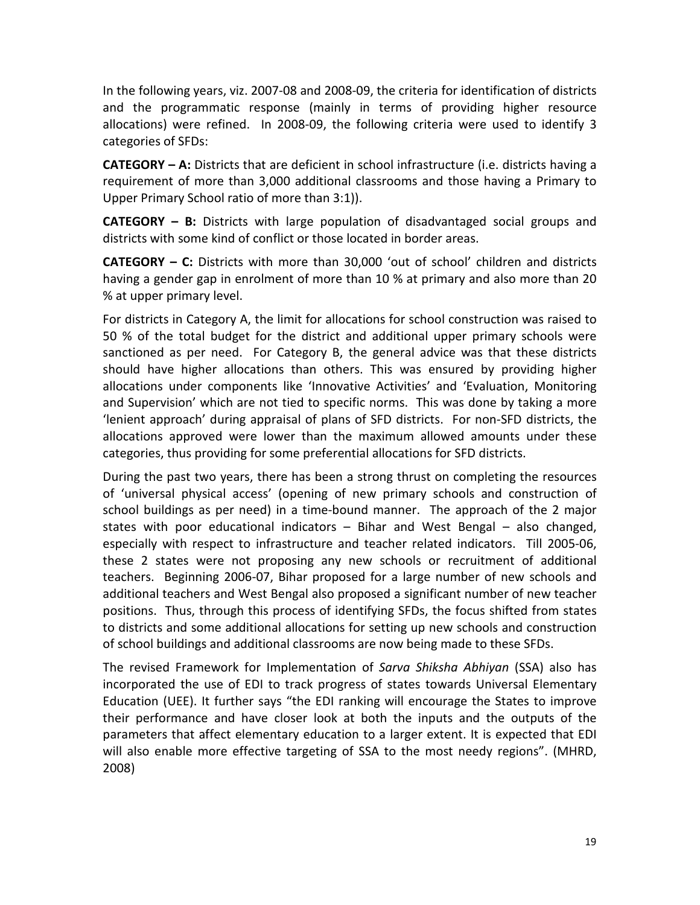In the following years, viz. 2007-08 and 2008-09, the criteria for identification of districts and the programmatic response (mainly in terms of providing higher resource allocations) were refined. In 2008-09, the following criteria were used to identify 3 categories of SFDs:

**CATEGORY – A:** Districts that are deficient in school infrastructure (i.e. districts having a requirement of more than 3,000 additional classrooms and those having a Primary to Upper Primary School ratio of more than 3:1)).

**CATEGORY – B:** Districts with large population of disadvantaged social groups and districts with some kind of conflict or those located in border areas.

**CATEGORY – C:** Districts with more than 30,000 'out of school' children and districts having a gender gap in enrolment of more than 10 % at primary and also more than 20 % at upper primary level.

For districts in Category A, the limit for allocations for school construction was raised to 50 % of the total budget for the district and additional upper primary schools were sanctioned as per need. For Category B, the general advice was that these districts should have higher allocations than others. This was ensured by providing higher allocations under components like 'Innovative Activities' and 'Evaluation, Monitoring and Supervision' which are not tied to specific norms. This was done by taking a more 'lenient approach' during appraisal of plans of SFD districts. For non-SFD districts, the allocations approved were lower than the maximum allowed amounts under these categories, thus providing for some preferential allocations for SFD districts.

During the past two years, there has been a strong thrust on completing the resources of 'universal physical access' (opening of new primary schools and construction of school buildings as per need) in a time-bound manner. The approach of the 2 major states with poor educational indicators – Bihar and West Bengal – also changed, especially with respect to infrastructure and teacher related indicators. Till 2005-06, these 2 states were not proposing any new schools or recruitment of additional teachers. Beginning 2006-07, Bihar proposed for a large number of new schools and additional teachers and West Bengal also proposed a significant number of new teacher positions. Thus, through this process of identifying SFDs, the focus shifted from states to districts and some additional allocations for setting up new schools and construction of school buildings and additional classrooms are now being made to these SFDs.

The revised Framework for Implementation of *Sarva Shiksha Abhiyan* (SSA) also has incorporated the use of EDI to track progress of states towards Universal Elementary Education (UEE). It further says "the EDI ranking will encourage the States to improve their performance and have closer look at both the inputs and the outputs of the parameters that affect elementary education to a larger extent. It is expected that EDI will also enable more effective targeting of SSA to the most needy regions". (MHRD, 2008)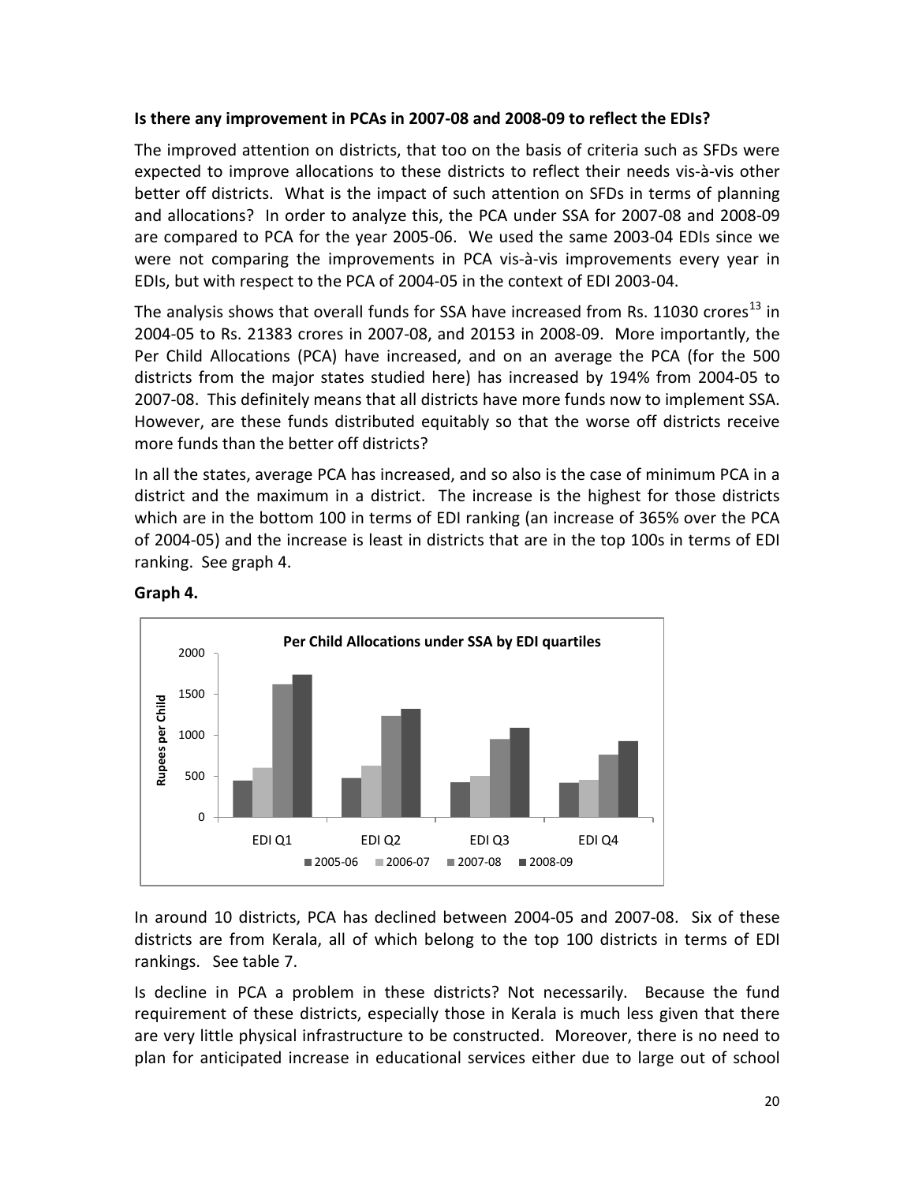**Is there any improvement in PCAs in 2007-08 and 2008-09 to reflect the EDIs?**

The improved attention on districts, that too on the basis of criteria such as SFDs were expected to improve allocations to these districts to reflect their needs vis-à-vis other better off districts. What is the impact of such attention on SFDs in terms of planning and allocations? In order to analyze this, the PCA under SSA for 2007-08 and 2008-09 are compared to PCA for the year 2005-06. We used the same 2003-04 EDIs since we were not comparing the improvements in PCA vis-à-vis improvements every year in EDIs, but with respect to the PCA of 2004-05 in the context of EDI 2003-04.

The analysis shows that overall funds for SSA have increased from Rs. 11030 crores[13] in 2004-05 to Rs. 21383 crores in 2007-08, and 20153 in 2008-09. More importantly, the Per Child Allocations (PCA) have increased, and on an average the PCA (for the 500 districts from the major states studied here) has increased by 194% from 2004-05 to 2007-08. This definitely means that all districts have more funds now to implement SSA. However, are these funds distributed equitably so that the worse off districts receive more funds than the better off districts?

In all the states, average PCA has increased, and so also is the case of minimum PCA in a district and the maximum in a district. The increase is the highest for those districts which are in the bottom 100 in terms of EDI ranking (an increase of 365% over the PCA of 2004-05) and the increase is least in districts that are in the top 100s in terms of EDI ranking. See graph 4.

**Graph 4.**

Per Child Allocations under SSA by EDI quartiles

In around 10 districts, PCA has declined between 2004-05 and 2007-08. Six of these districts are from Kerala, all of which belong to the top 100 districts in terms of EDI rankings. See table 7.

Is decline in PCA a problem in these districts? Not necessarily. Because the fund requirement of these districts, especially those in Kerala is much less given that there are very little physical infrastructure to be constructed. Moreover, there is no need to plan for anticipated increase in educational services either due to large out of school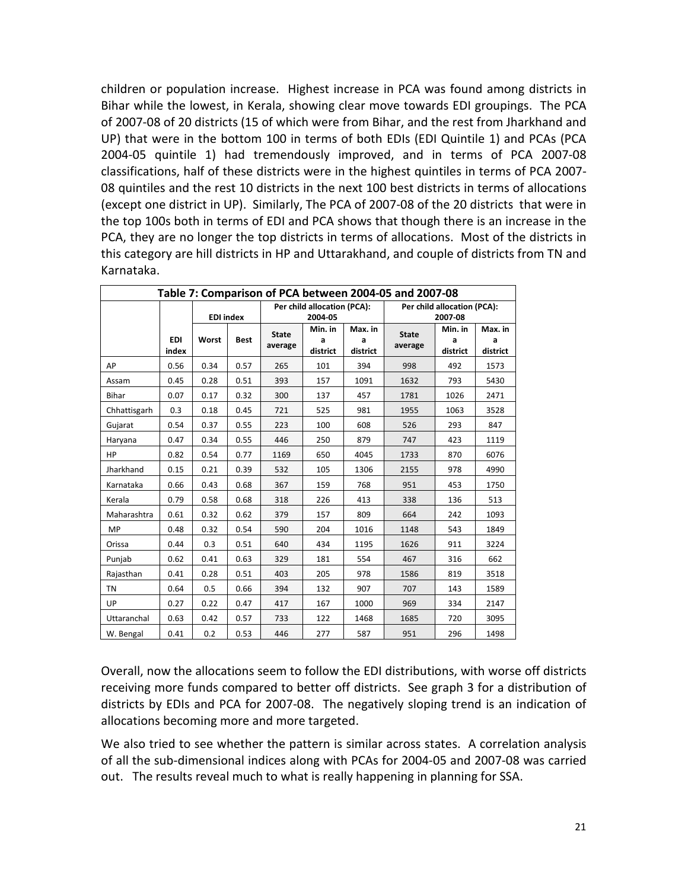children or population increase. Highest increase in PCA was found among districts in Bihar while the lowest, in Kerala, showing clear move towards EDI groupings. The PCA of 2007-08 of 20 districts (15 of which were from Bihar, and the rest from Jharkhand and UP) that were in the bottom 100 in terms of both EDIs (EDI Quintile 1) and PCAs (PCA 2004-05 quintile 1) had tremendously improved, and in terms of PCA 2007-08 classifications, half of these districts were in the highest quintiles in terms of PCA 2007-08 quintiles and the rest 10 districts in the next 100 best districts in terms of allocations (except one district in UP). Similarly, The PCA of 2007-08 of the 20 districts that were in the top 100s both in terms of EDI and PCA shows that though there is an increase in the PCA, they are no longer the top districts in terms of allocations. Most of the districts in this category are hill districts in HP and Uttarakhand, and couple of districts from TN and Karnataka.

**Table 7: Comparison of PCA between 2004-05 and 2007-08**

| | | EDI index | | Per child allocation (PCA): 2004-05 | | | Per child allocation (PCA): 2007-08 | | |
|---|---|---|---|---|---|---|---|---|---|
| | EDI index | Worst | Best | State average | Min. in a district | Max. in a district | State average | Min. in a district | Max. in a district |
| AP | 0.56 | 0.34 | 0.57 | 265 | 101 | 394 | 998 | 492 | 1573 |
| Assam | 0.45 | 0.28 | 0.51 | 393 | 157 | 1091 | 1632 | 793 | 5430 |
| Bihar | 0.07 | 0.17 | 0.32 | 300 | 137 | 457 | 1781 | 1026 | 2471 |
| Chhattisgarh | 0.3 | 0.18 | 0.45 | 721 | 525 | 981 | 1955 | 1063 | 3528 |
| Gujarat | 0.54 | 0.37 | 0.55 | 223 | 100 | 608 | 526 | 293 | 847 |
| Haryana | 0.47 | 0.34 | 0.55 | 446 | 250 | 879 | 747 | 423 | 1119 |
| HP | 0.82 | 0.54 | 0.77 | 1169 | 650 | 4045 | 1733 | 870 | 6076 |
| Jharkhand | 0.15 | 0.21 | 0.39 | 532 | 105 | 1306 | 2155 | 978 | 4990 |
| Karnataka | 0.66 | 0.43 | 0.68 | 367 | 159 | 768 | 951 | 453 | 1750 |
| Kerala | 0.79 | 0.58 | 0.68 | 318 | 226 | 413 | 338 | 136 | 513 |
| Maharashtra | 0.61 | 0.32 | 0.62 | 379 | 157 | 809 | 664 | 242 | 1093 |
| MP | 0.48 | 0.32 | 0.54 | 590 | 204 | 1016 | 1148 | 543 | 1849 |
| Orissa | 0.44 | 0.3 | 0.51 | 640 | 434 | 1195 | 1626 | 911 | 3224 |
| Punjab | 0.62 | 0.41 | 0.63 | 329 | 181 | 554 | 467 | 316 | 662 |
| Rajasthan | 0.41 | 0.28 | 0.51 | 403 | 205 | 978 | 1586 | 819 | 3518 |
| TN | 0.64 | 0.5 | 0.66 | 394 | 132 | 907 | 707 | 143 | 1589 |
| UP | 0.27 | 0.22 | 0.47 | 417 | 167 | 1000 | 969 | 334 | 2147 |
| Uttaranchal | 0.63 | 0.42 | 0.57 | 733 | 122 | 1468 | 1685 | 720 | 3095 |
| W. Bengal | 0.41 | 0.2 | 0.53 | 446 | 277 | 587 | 951 | 296 | 1498 |

Overall, now the allocations seem to follow the EDI distributions, with worse off districts receiving more funds compared to better off districts. See graph 3 for a distribution of districts by EDIs and PCA for 2007-08. The negatively sloping trend is an indication of allocations becoming more and more targeted.

We also tried to see whether the pattern is similar across states. A correlation analysis of all the sub-dimensional indices along with PCAs for 2004-05 and 2007-08 was carried out. The results reveal much to what is really happening in planning for SSA.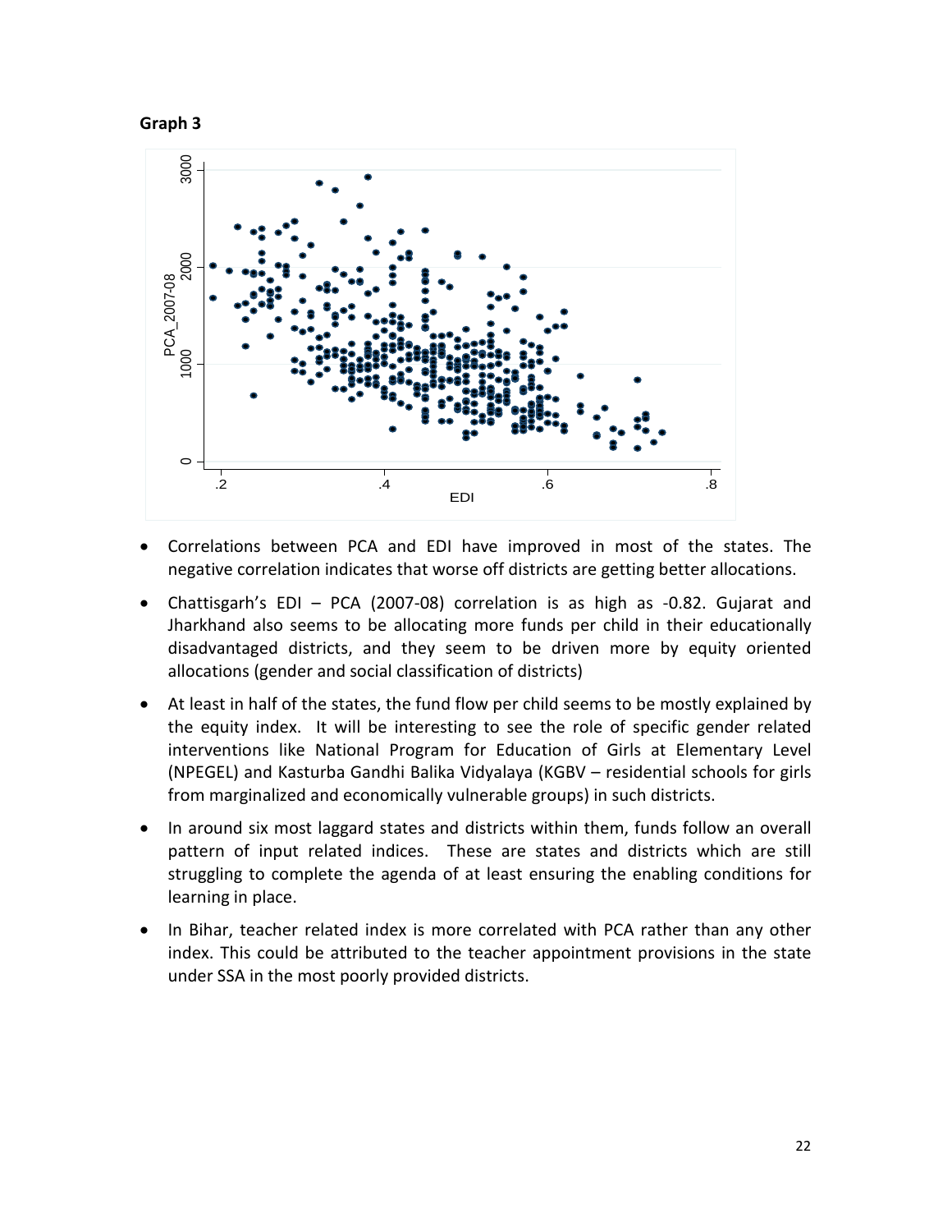**Graph 3**

- Correlations between PCA and EDI have improved in most of the states. The negative correlation indicates that worse off districts are getting better allocations.
- Chattisgarh's EDI – PCA (2007-08) correlation is as high as -0.82. Gujarat and Jharkhand also seems to be allocating more funds per child in their educationally disadvantaged districts, and they seem to be driven more by equity oriented allocations (gender and social classification of districts)
- At least in half of the states, the fund flow per child seems to be mostly explained by the equity index. It will be interesting to see the role of specific gender related interventions like National Program for Education of Girls at Elementary Level (NPEGEL) and Kasturba Gandhi Balika Vidyalaya (KGBV – residential schools for girls from marginalized and economically vulnerable groups) in such districts.
- In around six most laggard states and districts within them, funds follow an overall pattern of input related indices. These are states and districts which are still struggling to complete the agenda of at least ensuring the enabling conditions for learning in place.
- In Bihar, teacher related index is more correlated with PCA rather than any other index. This could be attributed to the teacher appointment provisions in the state under SSA in the most poorly provided districts.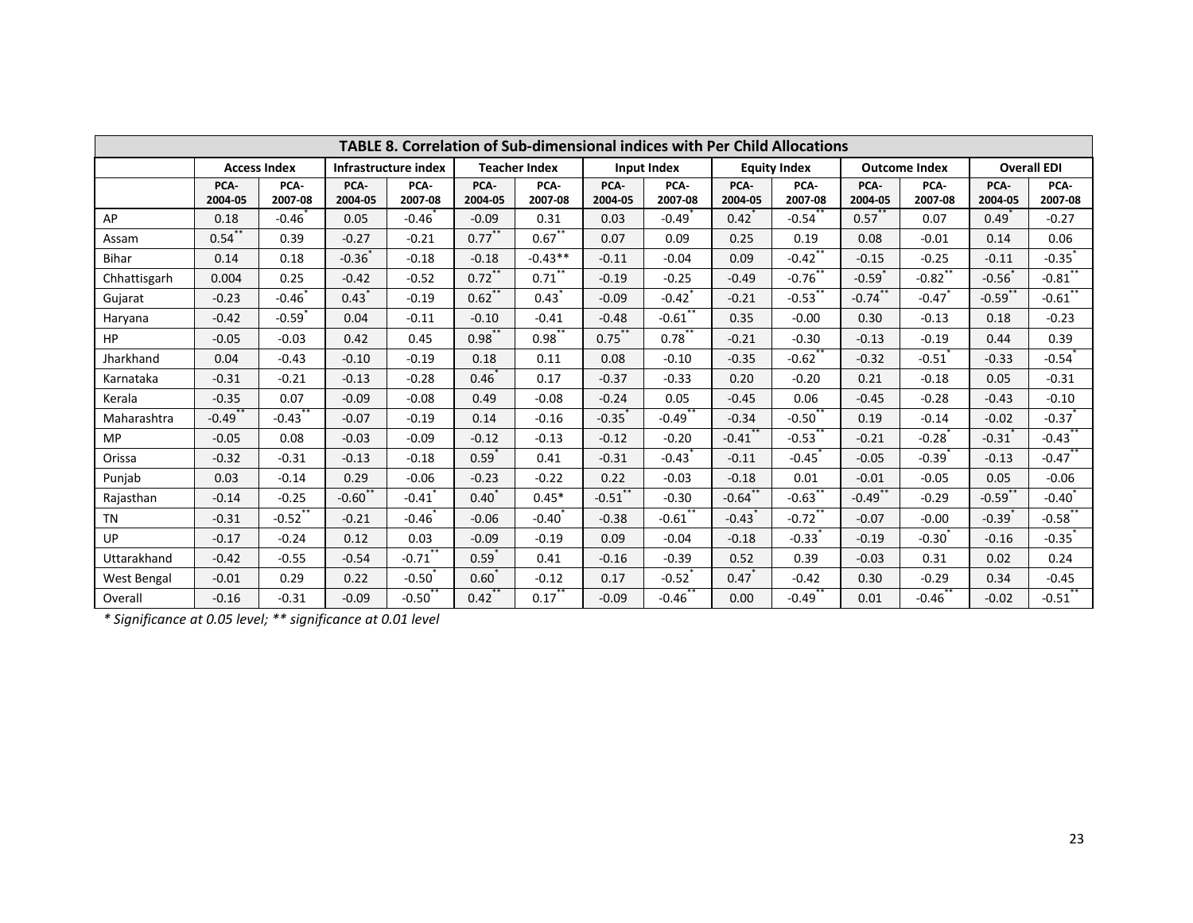**TABLE 8. Correlation of Sub-dimensional indices with Per Child Allocations**

| | Access Index | | Infrastructure index | | Teacher Index | | Input Index | | Equity Index | | Outcome Index | | Overall EDI | |
|---|---|---|---|---|---|---|---|---|---|---|---|---|---|---|
| | PCA-2004-05 | PCA-2007-08 | PCA-2004-05 | PCA-2007-08 | PCA-2004-05 | PCA-2007-08 | PCA-2004-05 | PCA-2007-08 | PCA-2004-05 | PCA-2007-08 | PCA-2004-05 | PCA-2007-08 | PCA-2004-05 | PCA-2007-08 |
| AP | 0.18 | -0.46* | 0.05 | -0.46* | -0.09 | 0.31 | 0.03 | -0.49* | 0.42* | -0.54** | 0.57** | 0.07 | 0.49* | -0.27 |
| Assam | 0.54** | 0.39 | -0.27 | -0.21 | 0.77** | 0.67** | 0.07 | 0.09 | 0.25 | 0.19 | 0.08 | -0.01 | 0.14 | 0.06 |
| Bihar | 0.14 | 0.18 | -0.36* | -0.18 | -0.18 | -0.43** | -0.11 | -0.04 | 0.09 | -0.42** | -0.15 | -0.25 | -0.11 | -0.35* |
| Chhattisgarh | 0.004 | 0.25 | -0.42 | -0.52 | 0.72** | 0.71** | -0.19 | -0.25 | -0.49 | -0.76** | -0.59* | -0.82** | -0.56* | -0.81** |
| Gujarat | -0.23 | -0.46* | 0.43* | -0.19 | 0.62** | 0.43* | -0.09 | -0.42* | -0.21 | -0.53** | -0.74** | -0.47* | -0.59** | -0.61** |
| Haryana | -0.42 | -0.59* | 0.04 | -0.11 | -0.10 | -0.41 | -0.48 | -0.61** | 0.35 | -0.00 | 0.30 | -0.13 | 0.18 | -0.23 |
| HP | -0.05 | -0.03 | 0.42 | 0.45 | 0.98** | 0.98** | 0.75** | 0.78** | -0.21 | -0.30 | -0.13 | -0.19 | 0.44 | 0.39 |
| Jharkhand | 0.04 | -0.43 | -0.10 | -0.19 | 0.18 | 0.11 | 0.08 | -0.10 | -0.35 | -0.62** | -0.32 | -0.51* | -0.33 | -0.54* |
| Karnataka | -0.31 | -0.21 | -0.13 | -0.28 | 0.46* | 0.17 | -0.37 | -0.33 | 0.20 | -0.20 | 0.21 | -0.18 | 0.05 | -0.31 |
| Kerala | -0.35 | 0.07 | -0.09 | -0.08 | 0.49 | -0.08 | -0.24 | 0.05 | -0.45 | 0.06 | -0.45 | -0.28 | -0.43 | -0.10 |
| Maharashtra | -0.49** | -0.43** | -0.07 | -0.19 | 0.14 | -0.16 | -0.35* | -0.49** | -0.34 | -0.50** | 0.19 | -0.14 | -0.02 | -0.37* |
| MP | -0.05 | 0.08 | -0.03 | -0.09 | -0.12 | -0.13 | -0.12 | -0.20 | -0.41** | -0.53** | -0.21 | -0.28* | -0.31* | -0.43** |
| Orissa | -0.32 | -0.31 | -0.13 | -0.18 | 0.59* | 0.41 | -0.31 | -0.43* | -0.11 | -0.45* | -0.05 | -0.39* | -0.13 | -0.47** |
| Punjab | 0.03 | -0.14 | 0.29 | -0.06 | -0.23 | -0.22 | 0.22 | -0.03 | -0.18 | 0.01 | -0.01 | -0.05 | 0.05 | -0.06 |
| Rajasthan | -0.14 | -0.25 | -0.60** | -0.41* | 0.40* | 0.45* | -0.51** | -0.30 | -0.64** | -0.63** | -0.49** | -0.29 | -0.59** | -0.40* |
| TN | -0.31 | -0.52** | -0.21 | -0.46* | -0.06 | -0.40* | -0.38 | -0.61** | -0.43* | -0.72** | -0.07 | -0.00 | -0.39* | -0.58** |
| UP | -0.17 | -0.24 | 0.12 | 0.03 | -0.09 | -0.19 | 0.09 | -0.04 | -0.18 | -0.33* | -0.19 | -0.30* | -0.16 | -0.35* |
| Uttarakhand | -0.42 | -0.55 | -0.54 | -0.71** | 0.59* | 0.41 | -0.16 | -0.39 | 0.52 | 0.39 | -0.03 | 0.31 | 0.02 | 0.24 |
| West Bengal | -0.01 | 0.29 | 0.22 | -0.50* | 0.60* | -0.12 | 0.17 | -0.52* | 0.47* | -0.42 | 0.30 | -0.29 | 0.34 | -0.45 |
| Overall | -0.16 | -0.31 | -0.09 | -0.50** | 0.42** | 0.17** | -0.09 | -0.46** | 0.00 | -0.49** | 0.01 | -0.46** | -0.02 | -0.51** |

*\* Significance at 0.05 level; \*\* significance at 0.01 level*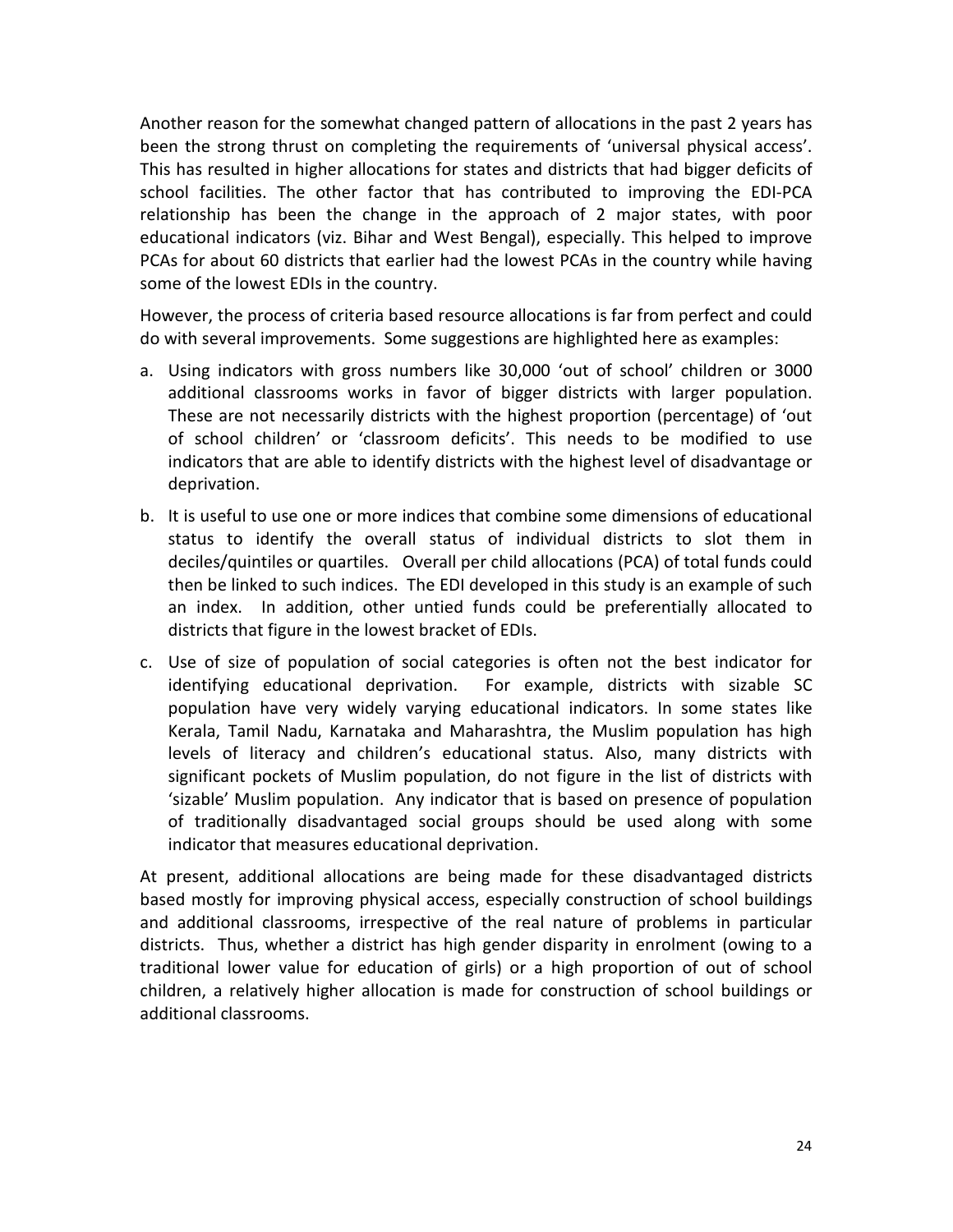Another reason for the somewhat changed pattern of allocations in the past 2 years has been the strong thrust on completing the requirements of 'universal physical access'. This has resulted in higher allocations for states and districts that had bigger deficits of school facilities. The other factor that has contributed to improving the EDI-PCA relationship has been the change in the approach of 2 major states, with poor educational indicators (viz. Bihar and West Bengal), especially. This helped to improve PCAs for about 60 districts that earlier had the lowest PCAs in the country while having some of the lowest EDIs in the country.

However, the process of criteria based resource allocations is far from perfect and could do with several improvements. Some suggestions are highlighted here as examples:

a. Using indicators with gross numbers like 30,000 'out of school' children or 3000 additional classrooms works in favor of bigger districts with larger population. These are not necessarily districts with the highest proportion (percentage) of 'out of school children' or 'classroom deficits'. This needs to be modified to use indicators that are able to identify districts with the highest level of disadvantage or deprivation.

b. It is useful to use one or more indices that combine some dimensions of educational status to identify the overall status of individual districts to slot them in deciles/quintiles or quartiles. Overall per child allocations (PCA) of total funds could then be linked to such indices. The EDI developed in this study is an example of such an index. In addition, other untied funds could be preferentially allocated to districts that figure in the lowest bracket of EDIs.

c. Use of size of population of social categories is often not the best indicator for identifying educational deprivation. For example, districts with sizable SC population have very widely varying educational indicators. In some states like Kerala, Tamil Nadu, Karnataka and Maharashtra, the Muslim population has high levels of literacy and children's educational status. Also, many districts with significant pockets of Muslim population, do not figure in the list of districts with 'sizable' Muslim population. Any indicator that is based on presence of population of traditionally disadvantaged social groups should be used along with some indicator that measures educational deprivation.

At present, additional allocations are being made for these disadvantaged districts based mostly for improving physical access, especially construction of school buildings and additional classrooms, irrespective of the real nature of problems in particular districts. Thus, whether a district has high gender disparity in enrolment (owing to a traditional lower value for education of girls) or a high proportion of out of school children, a relatively higher allocation is made for construction of school buildings or additional classrooms.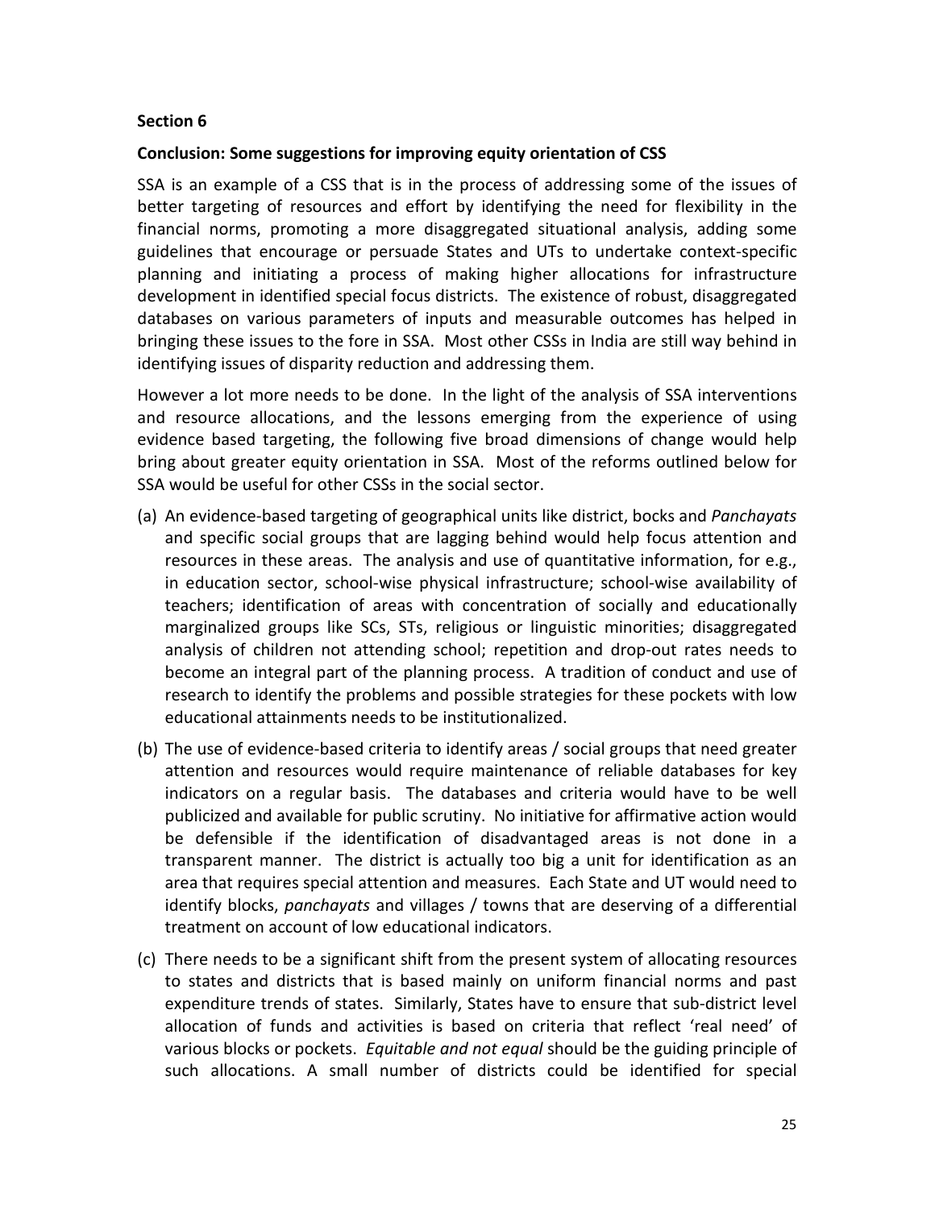**Section 6**

**Conclusion: Some suggestions for improving equity orientation of CSS**

SSA is an example of a CSS that is in the process of addressing some of the issues of better targeting of resources and effort by identifying the need for flexibility in the financial norms, promoting a more disaggregated situational analysis, adding some guidelines that encourage or persuade States and UTs to undertake context-specific planning and initiating a process of making higher allocations for infrastructure development in identified special focus districts. The existence of robust, disaggregated databases on various parameters of inputs and measurable outcomes has helped in bringing these issues to the fore in SSA. Most other CSSs in India are still way behind in identifying issues of disparity reduction and addressing them.

However a lot more needs to be done. In the light of the analysis of SSA interventions and resource allocations, and the lessons emerging from the experience of using evidence based targeting, the following five broad dimensions of change would help bring about greater equity orientation in SSA. Most of the reforms outlined below for SSA would be useful for other CSSs in the social sector.

(a) An evidence-based targeting of geographical units like district, bocks and *Panchayats* and specific social groups that are lagging behind would help focus attention and resources in these areas. The analysis and use of quantitative information, for e.g., in education sector, school-wise physical infrastructure; school-wise availability of teachers; identification of areas with concentration of socially and educationally marginalized groups like SCs, STs, religious or linguistic minorities; disaggregated analysis of children not attending school; repetition and drop-out rates needs to become an integral part of the planning process. A tradition of conduct and use of research to identify the problems and possible strategies for these pockets with low educational attainments needs to be institutionalized.

(b) The use of evidence-based criteria to identify areas / social groups that need greater attention and resources would require maintenance of reliable databases for key indicators on a regular basis. The databases and criteria would have to be well publicized and available for public scrutiny. No initiative for affirmative action would be defensible if the identification of disadvantaged areas is not done in a transparent manner. The district is actually too big a unit for identification as an area that requires special attention and measures. Each State and UT would need to identify blocks, *panchayats* and villages / towns that are deserving of a differential treatment on account of low educational indicators.

(c) There needs to be a significant shift from the present system of allocating resources to states and districts that is based mainly on uniform financial norms and past expenditure trends of states. Similarly, States have to ensure that sub-district level allocation of funds and activities is based on criteria that reflect 'real need' of various blocks or pockets. *Equitable and not equal* should be the guiding principle of such allocations. A small number of districts could be identified for special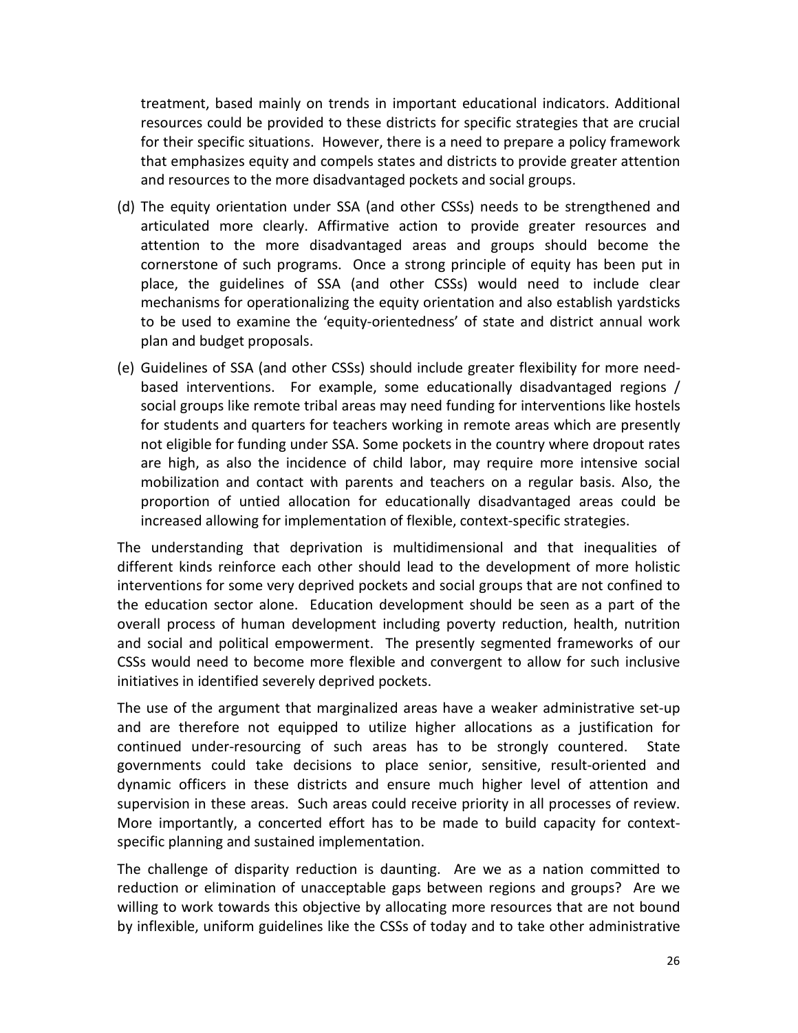treatment, based mainly on trends in important educational indicators. Additional resources could be provided to these districts for specific strategies that are crucial for their specific situations. However, there is a need to prepare a policy framework that emphasizes equity and compels states and districts to provide greater attention and resources to the more disadvantaged pockets and social groups.

(d) The equity orientation under SSA (and other CSSs) needs to be strengthened and articulated more clearly. Affirmative action to provide greater resources and attention to the more disadvantaged areas and groups should become the cornerstone of such programs. Once a strong principle of equity has been put in place, the guidelines of SSA (and other CSSs) would need to include clear mechanisms for operationalizing the equity orientation and also establish yardsticks to be used to examine the 'equity-orientedness' of state and district annual work plan and budget proposals.

(e) Guidelines of SSA (and other CSSs) should include greater flexibility for more need-based interventions. For example, some educationally disadvantaged regions / social groups like remote tribal areas may need funding for interventions like hostels for students and quarters for teachers working in remote areas which are presently not eligible for funding under SSA. Some pockets in the country where dropout rates are high, as also the incidence of child labor, may require more intensive social mobilization and contact with parents and teachers on a regular basis. Also, the proportion of untied allocation for educationally disadvantaged areas could be increased allowing for implementation of flexible, context-specific strategies.

The understanding that deprivation is multidimensional and that inequalities of different kinds reinforce each other should lead to the development of more holistic interventions for some very deprived pockets and social groups that are not confined to the education sector alone. Education development should be seen as a part of the overall process of human development including poverty reduction, health, nutrition and social and political empowerment. The presently segmented frameworks of our CSSs would need to become more flexible and convergent to allow for such inclusive initiatives in identified severely deprived pockets.

The use of the argument that marginalized areas have a weaker administrative set-up and are therefore not equipped to utilize higher allocations as a justification for continued under-resourcing of such areas has to be strongly countered. State governments could take decisions to place senior, sensitive, result-oriented and dynamic officers in these districts and ensure much higher level of attention and supervision in these areas. Such areas could receive priority in all processes of review. More importantly, a concerted effort has to be made to build capacity for context-specific planning and sustained implementation.

The challenge of disparity reduction is daunting. Are we as a nation committed to reduction or elimination of unacceptable gaps between regions and groups? Are we willing to work towards this objective by allocating more resources that are not bound by inflexible, uniform guidelines like the CSSs of today and to take other administrative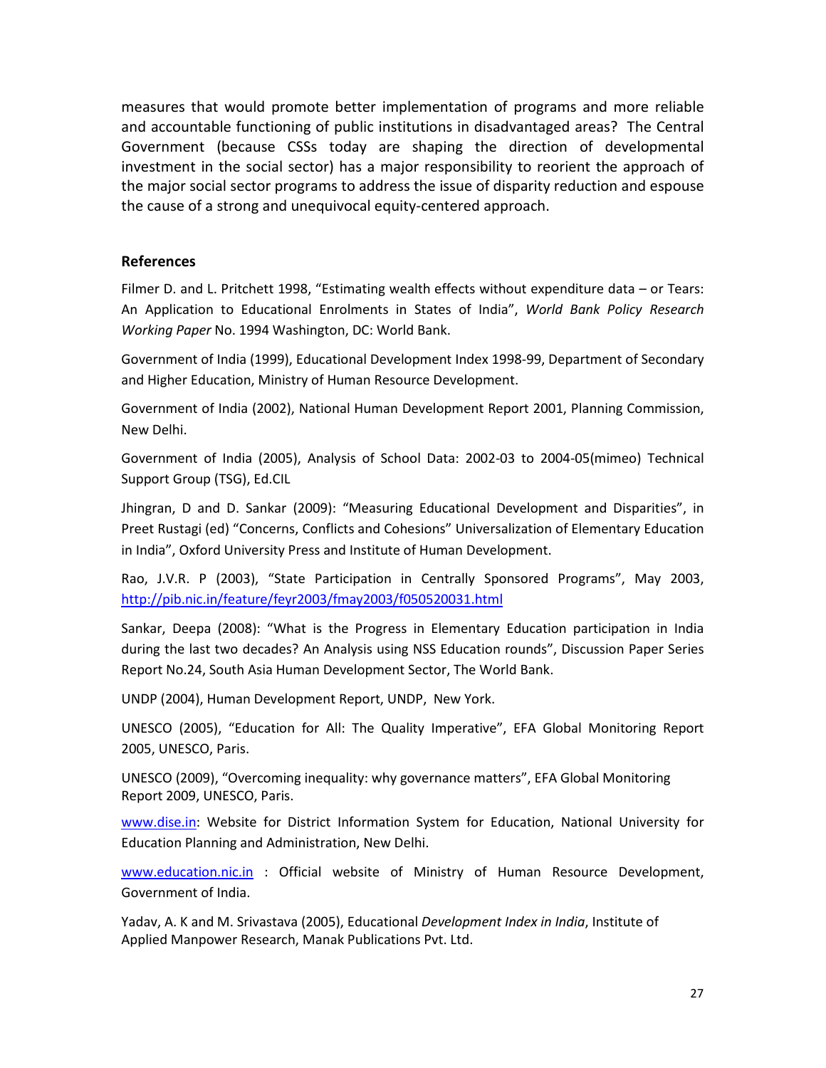measures that would promote better implementation of programs and more reliable and accountable functioning of public institutions in disadvantaged areas? The Central Government (because CSSs today are shaping the direction of developmental investment in the social sector) has a major responsibility to reorient the approach of the major social sector programs to address the issue of disparity reduction and espouse the cause of a strong and unequivocal equity-centered approach.

## References

Filmer D. and L. Pritchett 1998, "Estimating wealth effects without expenditure data – or Tears: An Application to Educational Enrolments in States of India", *World Bank Policy Research Working Paper* No. 1994 Washington, DC: World Bank.

Government of India (1999), Educational Development Index 1998-99, Department of Secondary and Higher Education, Ministry of Human Resource Development.

Government of India (2002), National Human Development Report 2001, Planning Commission, New Delhi.

Government of India (2005), Analysis of School Data: 2002-03 to 2004-05(mimeo) Technical Support Group (TSG), Ed.CIL

Jhingran, D and D. Sankar (2009): "Measuring Educational Development and Disparities", in Preet Rustagi (ed) "Concerns, Conflicts and Cohesions" Universalization of Elementary Education in India", Oxford University Press and Institute of Human Development.

Rao, J.V.R. P (2003), "State Participation in Centrally Sponsored Programs", May 2003, http://pib.nic.in/feature/feyr2003/fmay2003/f050520031.html

Sankar, Deepa (2008): "What is the Progress in Elementary Education participation in India during the last two decades? An Analysis using NSS Education rounds", Discussion Paper Series Report No.24, South Asia Human Development Sector, The World Bank.

UNDP (2004), Human Development Report, UNDP, New York.

UNESCO (2005), "Education for All: The Quality Imperative", EFA Global Monitoring Report 2005, UNESCO, Paris.

UNESCO (2009), "Overcoming inequality: why governance matters", EFA Global Monitoring Report 2009, UNESCO, Paris.

www.dise.in: Website for District Information System for Education, National University for Education Planning and Administration, New Delhi.

www.education.nic.in : Official website of Ministry of Human Resource Development, Government of India.

Yadav, A. K and M. Srivastava (2005), Educational *Development Index in India*, Institute of Applied Manpower Research, Manak Publications Pvt. Ltd.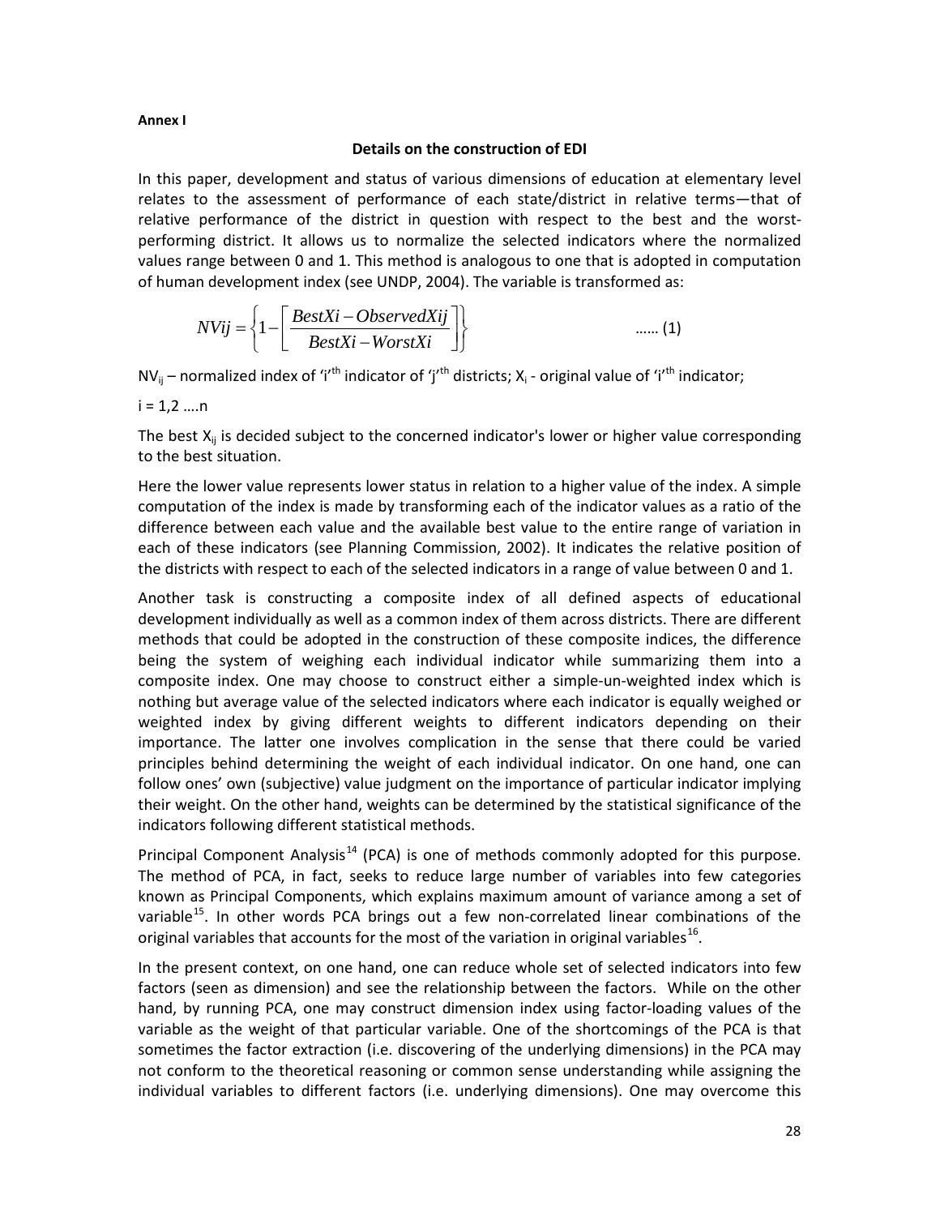**Annex I**

### Details on the construction of EDI

In this paper, development and status of various dimensions of education at elementary level relates to the assessment of performance of each state/district in relative terms—that of relative performance of the district in question with respect to the best and the worst-performing district. It allows us to normalize the selected indicators where the normalized values range between 0 and 1. This method is analogous to one that is adopted in computation of human development index (see UNDP, 2004). The variable is transformed as:

$$NVij = \left\{ 1 - \left[ \frac{BestXi - ObservedXij}{BestXi - WorstXi} \right] \right\} \qquad \text{...... (1)}$$

$NV_{ij}$ – normalized index of 'i'th indicator of 'j'th districts; $X_i$ - original value of 'i'th indicator;

i = 1,2 ....n

The best $X_{ij}$ is decided subject to the concerned indicator's lower or higher value corresponding to the best situation.

Here the lower value represents lower status in relation to a higher value of the index. A simple computation of the index is made by transforming each of the indicator values as a ratio of the difference between each value and the available best value to the entire range of variation in each of these indicators (see Planning Commission, 2002). It indicates the relative position of the districts with respect to each of the selected indicators in a range of value between 0 and 1.

Another task is constructing a composite index of all defined aspects of educational development individually as well as a common index of them across districts. There are different methods that could be adopted in the construction of these composite indices, the difference being the system of weighing each individual indicator while summarizing them into a composite index. One may choose to construct either a simple-un-weighted index which is nothing but average value of the selected indicators where each indicator is equally weighed or weighted index by giving different weights to different indicators depending on their importance. The latter one involves complication in the sense that there could be varied principles behind determining the weight of each individual indicator. On one hand, one can follow ones' own (subjective) value judgment on the importance of particular indicator implying their weight. On the other hand, weights can be determined by the statistical significance of the indicators following different statistical methods.

Principal Component Analysis[14] (PCA) is one of methods commonly adopted for this purpose. The method of PCA, in fact, seeks to reduce large number of variables into few categories known as Principal Components, which explains maximum amount of variance among a set of variable[15]. In other words PCA brings out a few non-correlated linear combinations of the original variables that accounts for the most of the variation in original variables[16].

In the present context, on one hand, one can reduce whole set of selected indicators into few factors (seen as dimension) and see the relationship between the factors. While on the other hand, by running PCA, one may construct dimension index using factor-loading values of the variable as the weight of that particular variable. One of the shortcomings of the PCA is that sometimes the factor extraction (i.e. discovering of the underlying dimensions) in the PCA may not conform to the theoretical reasoning or common sense understanding while assigning the individual variables to different factors (i.e. underlying dimensions). One may overcome this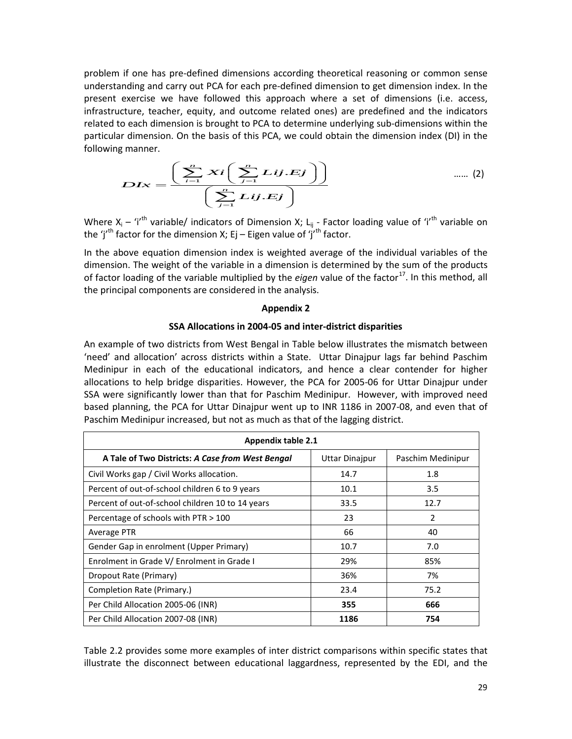problem if one has pre-defined dimensions according theoretical reasoning or common sense understanding and carry out PCA for each pre-defined dimension to get dimension index. In the present exercise we have followed this approach where a set of dimensions (i.e. access, infrastructure, teacher, equity, and outcome related ones) are predefined and the indicators related to each dimension is brought to PCA to determine underlying sub-dimensions within the particular dimension. On the basis of this PCA, we could obtain the dimension index (DI) in the following manner.

$$DIx = \frac{\left(\sum_{i=1}^{n} Xi\left(\sum_{j=1}^{n} Lij.Ej\right)\right)}{\left(\sum_{j=1}^{n} Lij.Ej\right)} \quad \text{...... (2)}$$

Where $X_i$ – '$i$'[th] variable/ indicators of Dimension X; $L_{ij}$ - Factor loading value of '$i$'[th] variable on the '$j$'[th] factor for the dimension X; Ej – Eigen value of '$j$'[th] factor.

In the above equation dimension index is weighted average of the individual variables of the dimension. The weight of the variable in a dimension is determined by the sum of the products of factor loading of the variable multiplied by the *eigen* value of the factor[17]. In this method, all the principal components are considered in the analysis.

## Appendix 2

### SSA Allocations in 2004-05 and inter-district disparities

An example of two districts from West Bengal in Table below illustrates the mismatch between 'need' and allocation' across districts within a State. Uttar Dinajpur lags far behind Paschim Medinipur in each of the educational indicators, and hence a clear contender for higher allocations to help bridge disparities. However, the PCA for 2005-06 for Uttar Dinajpur under SSA were significantly lower than that for Paschim Medinipur. However, with improved need based planning, the PCA for Uttar Dinajpur went up to INR 1186 in 2007-08, and even that of Paschim Medinipur increased, but not as much as that of the lagging district.

| **Appendix table 2.1** | | |
|---|---|---|
| **A Tale of Two Districts: *A Case from West Bengal*** | Uttar Dinajpur | Paschim Medinipur |
| Civil Works gap / Civil Works allocation. | 14.7 | 1.8 |
| Percent of out-of-school children 6 to 9 years | 10.1 | 3.5 |
| Percent of out-of-school children 10 to 14 years | 33.5 | 12.7 |
| Percentage of schools with PTR > 100 | 23 | 2 |
| Average PTR | 66 | 40 |
| Gender Gap in enrolment (Upper Primary) | 10.7 | 7.0 |
| Enrolment in Grade V/ Enrolment in Grade I | 29% | 85% |
| Dropout Rate (Primary) | 36% | 7% |
| Completion Rate (Primary.) | 23.4 | 75.2 |
| Per Child Allocation 2005-06 (INR) | **355** | **666** |
| Per Child Allocation 2007-08 (INR) | **1186** | **754** |

Table 2.2 provides some more examples of inter district comparisons within specific states that illustrate the disconnect between educational laggardness, represented by the EDI, and the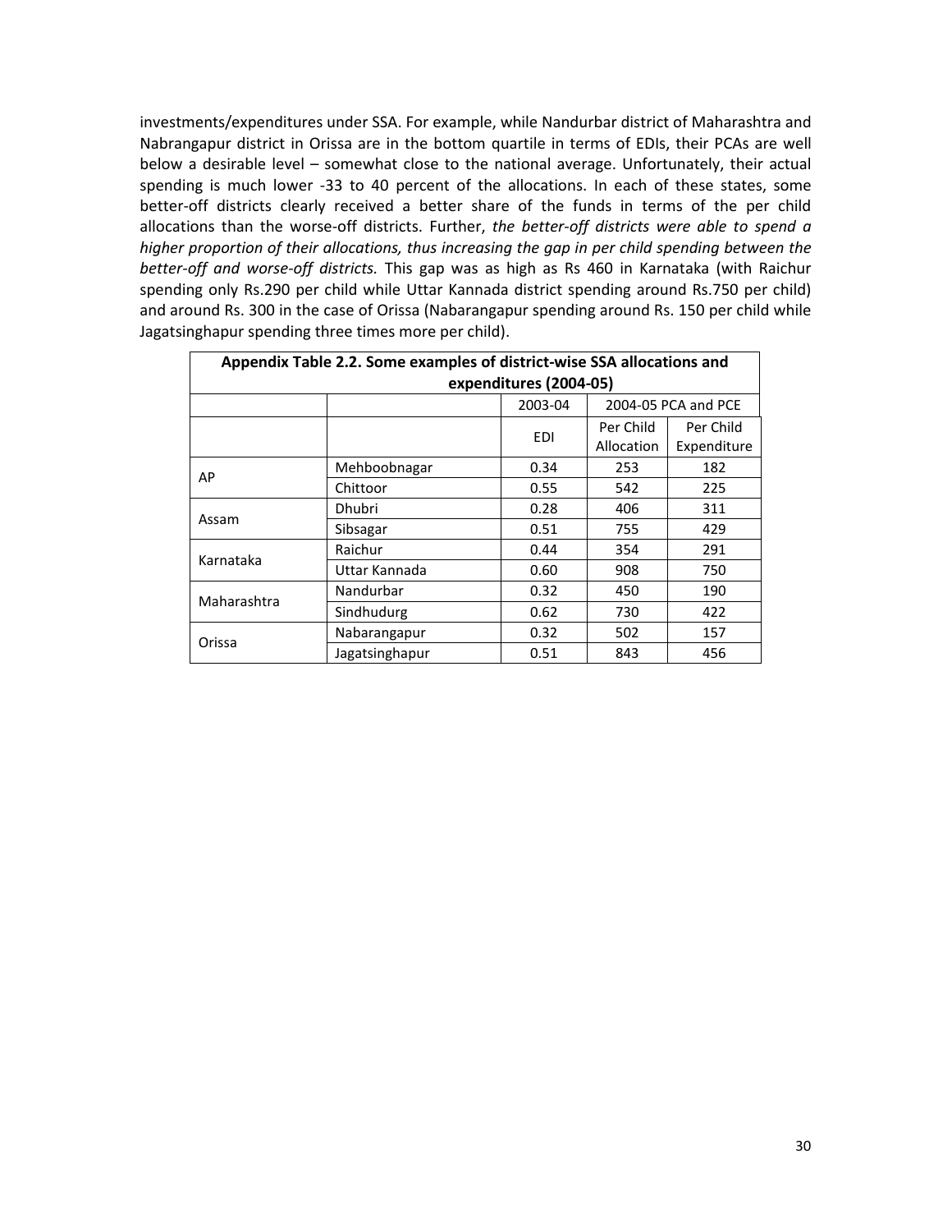investments/expenditures under SSA. For example, while Nandurbar district of Maharashtra and Nabrangapur district in Orissa are in the bottom quartile in terms of EDIs, their PCAs are well below a desirable level – somewhat close to the national average. Unfortunately, their actual spending is much lower -33 to 40 percent of the allocations. In each of these states, some better-off districts clearly received a better share of the funds in terms of the per child allocations than the worse-off districts. Further, *the better-off districts were able to spend a higher proportion of their allocations, thus increasing the gap in per child spending between the better-off and worse-off districts.* This gap was as high as Rs 460 in Karnataka (with Raichur spending only Rs.290 per child while Uttar Kannada district spending around Rs.750 per child) and around Rs. 300 in the case of Orissa (Nabarangapur spending around Rs. 150 per child while Jagatsinghapur spending three times more per child).

**Appendix Table 2.2. Some examples of district-wise SSA allocations and expenditures (2004-05)**

| | | 2003-04 | 2004-05 PCA and PCE | |
|---|---|---|---|---|
| | | EDI | Per Child Allocation | Per Child Expenditure |
| AP | Mehboobnagar | 0.34 | 253 | 182 |
| | Chittoor | 0.55 | 542 | 225 |
| Assam | Dhubri | 0.28 | 406 | 311 |
| | Sibsagar | 0.51 | 755 | 429 |
| Karnataka | Raichur | 0.44 | 354 | 291 |
| | Uttar Kannada | 0.60 | 908 | 750 |
| Maharashtra | Nandurbar | 0.32 | 450 | 190 |
| | Sindhudurg | 0.62 | 730 | 422 |
| Orissa | Nabarangapur | 0.32 | 502 | 157 |
| | Jagatsinghapur | 0.51 | 843 | 456 |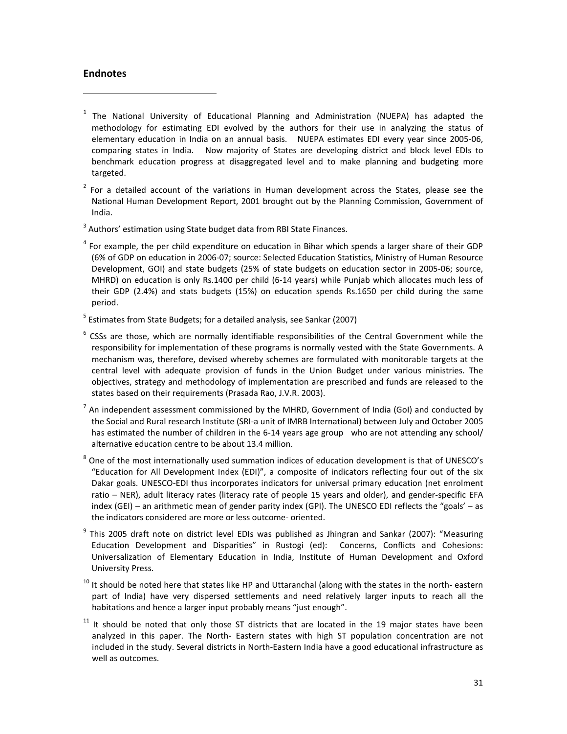## Endnotes

[1] The National University of Educational Planning and Administration (NUEPA) has adapted the methodology for estimating EDI evolved by the authors for their use in analyzing the status of elementary education in India on an annual basis. NUEPA estimates EDI every year since 2005-06, comparing states in India. Now majority of States are developing district and block level EDIs to benchmark education progress at disaggregated level and to make planning and budgeting more targeted.

[2] For a detailed account of the variations in Human development across the States, please see the National Human Development Report, 2001 brought out by the Planning Commission, Government of India.

[3] Authors' estimation using State budget data from RBI State Finances.

[4] For example, the per child expenditure on education in Bihar which spends a larger share of their GDP (6% of GDP on education in 2006-07; source: Selected Education Statistics, Ministry of Human Resource Development, GOI) and state budgets (25% of state budgets on education sector in 2005-06; source, MHRD) on education is only Rs.1400 per child (6-14 years) while Punjab which allocates much less of their GDP (2.4%) and stats budgets (15%) on education spends Rs.1650 per child during the same period.

[5] Estimates from State Budgets; for a detailed analysis, see Sankar (2007)

[6] CSSs are those, which are normally identifiable responsibilities of the Central Government while the responsibility for implementation of these programs is normally vested with the State Governments. A mechanism was, therefore, devised whereby schemes are formulated with monitorable targets at the central level with adequate provision of funds in the Union Budget under various ministries. The objectives, strategy and methodology of implementation are prescribed and funds are released to the states based on their requirements (Prasada Rao, J.V.R. 2003).

[7] An independent assessment commissioned by the MHRD, Government of India (GoI) and conducted by the Social and Rural research Institute (SRI-a unit of IMRB International) between July and October 2005 has estimated the number of children in the 6-14 years age group who are not attending any school/ alternative education centre to be about 13.4 million.

[8] One of the most internationally used summation indices of education development is that of UNESCO's "Education for All Development Index (EDI)", a composite of indicators reflecting four out of the six Dakar goals. UNESCO-EDI thus incorporates indicators for universal primary education (net enrolment ratio – NER), adult literacy rates (literacy rate of people 15 years and older), and gender-specific EFA index (GEI) – an arithmetic mean of gender parity index (GPI). The UNESCO EDI reflects the "goals' – as the indicators considered are more or less outcome- oriented.

[9] This 2005 draft note on district level EDIs was published as Jhingran and Sankar (2007): "Measuring Education Development and Disparities" in Rustogi (ed): Concerns, Conflicts and Cohesions: Universalization of Elementary Education in India, Institute of Human Development and Oxford University Press.

[10] It should be noted here that states like HP and Uttaranchal (along with the states in the north- eastern part of India) have very dispersed settlements and need relatively larger inputs to reach all the habitations and hence a larger input probably means "just enough".

[11] It should be noted that only those ST districts that are located in the 19 major states have been analyzed in this paper. The North- Eastern states with high ST population concentration are not included in the study. Several districts in North-Eastern India have a good educational infrastructure as well as outcomes.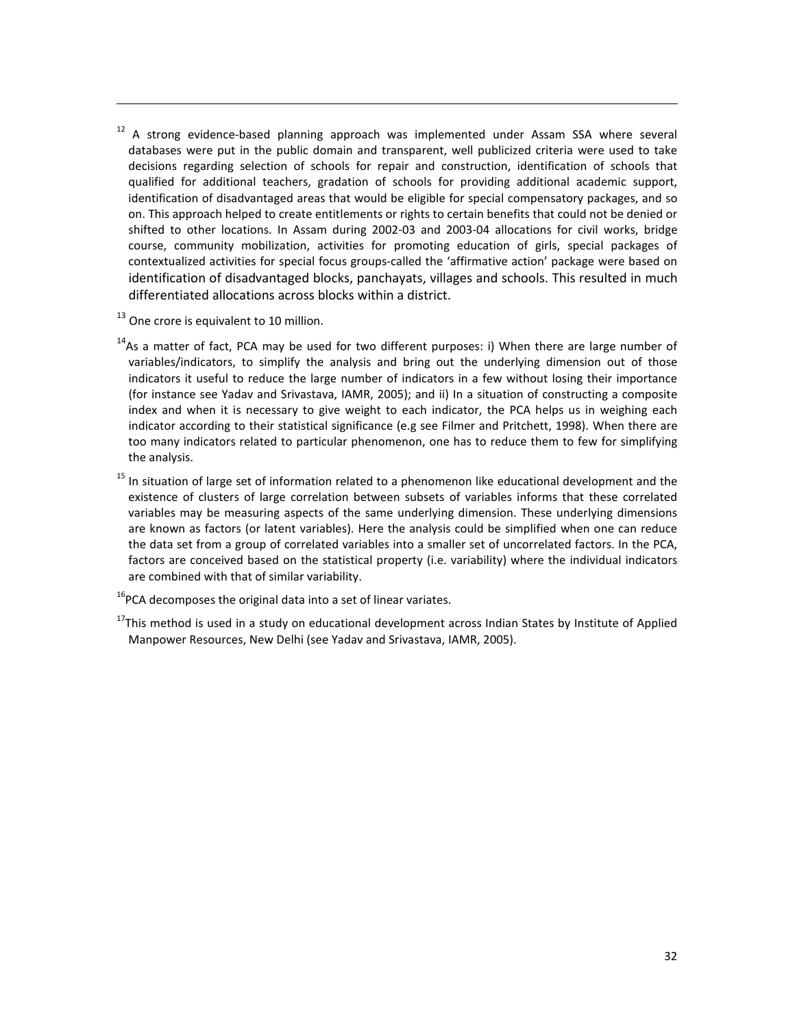[12] A strong evidence-based planning approach was implemented under Assam SSA where several databases were put in the public domain and transparent, well publicized criteria were used to take decisions regarding selection of schools for repair and construction, identification of schools that qualified for additional teachers, gradation of schools for providing additional academic support, identification of disadvantaged areas that would be eligible for special compensatory packages, and so on. This approach helped to create entitlements or rights to certain benefits that could not be denied or shifted to other locations. In Assam during 2002-03 and 2003-04 allocations for civil works, bridge course, community mobilization, activities for promoting education of girls, special packages of contextualized activities for special focus groups-called the 'affirmative action' package were based on identification of disadvantaged blocks, panchayats, villages and schools. This resulted in much differentiated allocations across blocks within a district.

[13] One crore is equivalent to 10 million.

[14] As a matter of fact, PCA may be used for two different purposes: i) When there are large number of variables/indicators, to simplify the analysis and bring out the underlying dimension out of those indicators it useful to reduce the large number of indicators in a few without losing their importance (for instance see Yadav and Srivastava, IAMR, 2005); and ii) In a situation of constructing a composite index and when it is necessary to give weight to each indicator, the PCA helps us in weighing each indicator according to their statistical significance (e.g see Filmer and Pritchett, 1998). When there are too many indicators related to particular phenomenon, one has to reduce them to few for simplifying the analysis.

[15] In situation of large set of information related to a phenomenon like educational development and the existence of clusters of large correlation between subsets of variables informs that these correlated variables may be measuring aspects of the same underlying dimension. These underlying dimensions are known as factors (or latent variables). Here the analysis could be simplified when one can reduce the data set from a group of correlated variables into a smaller set of uncorrelated factors. In the PCA, factors are conceived based on the statistical property (i.e. variability) where the individual indicators are combined with that of similar variability.

[16] PCA decomposes the original data into a set of linear variates.

[17] This method is used in a study on educational development across Indian States by Institute of Applied Manpower Resources, New Delhi (see Yadav and Srivastava, IAMR, 2005).